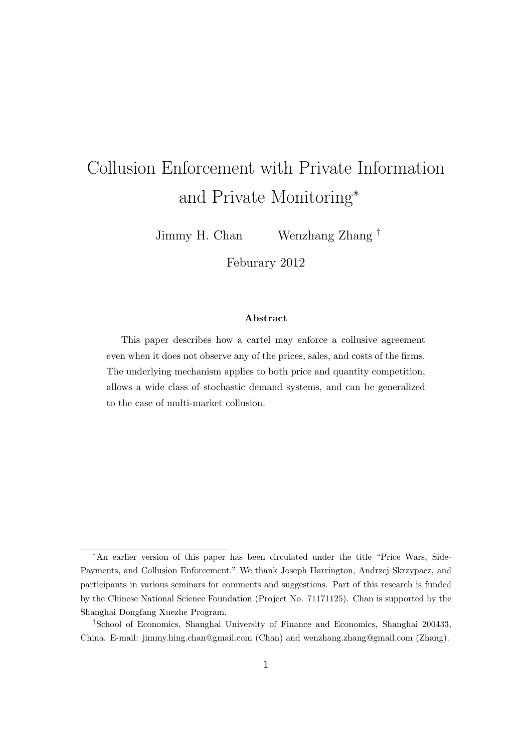# Collusion Enforcement with Private Information and Private Monitoring[*]

Jimmy H. Chan Wenzhang Zhang [†]

Feburary 2012

**Abstract**

This paper describes how a cartel may enforce a collusive agreement even when it does not observe any of the prices, sales, and costs of the firms. The underlying mechanism applies to both price and quantity competition, allows a wide class of stochastic demand systems, and can be generalized to the case of multi-market collusion.

---

[*] An earlier version of this paper has been circulated under the title "Price Wars, Side-Payments, and Collusion Enforcement." We thank Joseph Harrington, Andrzej Skrzypacz, and participants in various seminars for comments and suggestions. Part of this research is funded by the Chinese National Science Foundation (Project No. 71171125). Chan is supported by the Shanghai Dongfang Xuezhe Program.

[†] School of Economics, Shanghai University of Finance and Economics, Shanghai 200433, China. E-mail: jimmy.hing.chan@gmail.com (Chan) and wenzhang.zhang@gmail.com (Zhang).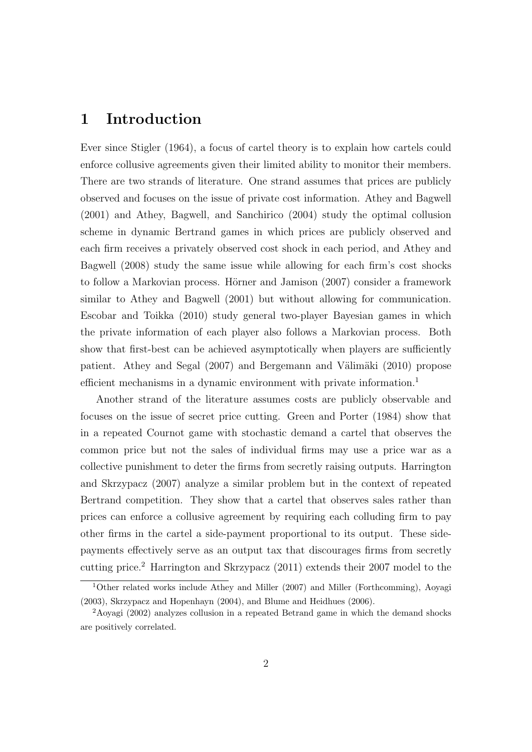# 1 Introduction

Ever since Stigler (1964), a focus of cartel theory is to explain how cartels could enforce collusive agreements given their limited ability to monitor their members. There are two strands of literature. One strand assumes that prices are publicly observed and focuses on the issue of private cost information. Athey and Bagwell (2001) and Athey, Bagwell, and Sanchirico (2004) study the optimal collusion scheme in dynamic Bertrand games in which prices are publicly observed and each firm receives a privately observed cost shock in each period, and Athey and Bagwell (2008) study the same issue while allowing for each firm's cost shocks to follow a Markovian process. Hörner and Jamison (2007) consider a framework similar to Athey and Bagwell (2001) but without allowing for communication. Escobar and Toikka (2010) study general two-player Bayesian games in which the private information of each player also follows a Markovian process. Both show that first-best can be achieved asymptotically when players are sufficiently patient. Athey and Segal (2007) and Bergemann and Välimäki (2010) propose efficient mechanisms in a dynamic environment with private information.[1]

Another strand of the literature assumes costs are publicly observable and focuses on the issue of secret price cutting. Green and Porter (1984) show that in a repeated Cournot game with stochastic demand a cartel that observes the common price but not the sales of individual firms may use a price war as a collective punishment to deter the firms from secretly raising outputs. Harrington and Skrzypacz (2007) analyze a similar problem but in the context of repeated Bertrand competition. They show that a cartel that observes sales rather than prices can enforce a collusive agreement by requiring each colluding firm to pay other firms in the cartel a side-payment proportional to its output. These side-payments effectively serve as an output tax that discourages firms from secretly cutting price.[2] Harrington and Skrzypacz (2011) extends their 2007 model to the

[1] Other related works include Athey and Miller (2007) and Miller (Forthcomming), Aoyagi (2003), Skrzypacz and Hopenhayn (2004), and Blume and Heidhues (2006).

[2] Aoyagi (2002) analyzes collusion in a repeated Betrand game in which the demand shocks are positively correlated.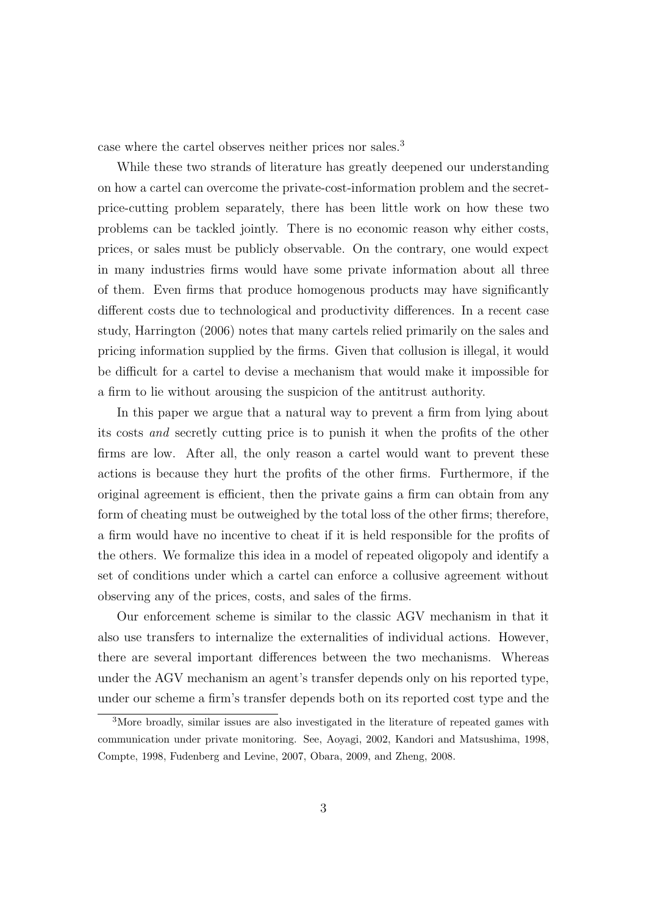case where the cartel observes neither prices nor sales.[3]

While these two strands of literature has greatly deepened our understanding on how a cartel can overcome the private-cost-information problem and the secret-price-cutting problem separately, there has been little work on how these two problems can be tackled jointly. There is no economic reason why either costs, prices, or sales must be publicly observable. On the contrary, one would expect in many industries firms would have some private information about all three of them. Even firms that produce homogenous products may have significantly different costs due to technological and productivity differences. In a recent case study, Harrington (2006) notes that many cartels relied primarily on the sales and pricing information supplied by the firms. Given that collusion is illegal, it would be difficult for a cartel to devise a mechanism that would make it impossible for a firm to lie without arousing the suspicion of the antitrust authority.

In this paper we argue that a natural way to prevent a firm from lying about its costs *and* secretly cutting price is to punish it when the profits of the other firms are low. After all, the only reason a cartel would want to prevent these actions is because they hurt the profits of the other firms. Furthermore, if the original agreement is efficient, then the private gains a firm can obtain from any form of cheating must be outweighed by the total loss of the other firms; therefore, a firm would have no incentive to cheat if it is held responsible for the profits of the others. We formalize this idea in a model of repeated oligopoly and identify a set of conditions under which a cartel can enforce a collusive agreement without observing any of the prices, costs, and sales of the firms.

Our enforcement scheme is similar to the classic AGV mechanism in that it also use transfers to internalize the externalities of individual actions. However, there are several important differences between the two mechanisms. Whereas under the AGV mechanism an agent's transfer depends only on his reported type, under our scheme a firm's transfer depends both on its reported cost type and the

[3] More broadly, similar issues are also investigated in the literature of repeated games with communication under private monitoring. See, Aoyagi, 2002, Kandori and Matsushima, 1998, Compte, 1998, Fudenberg and Levine, 2007, Obara, 2009, and Zheng, 2008.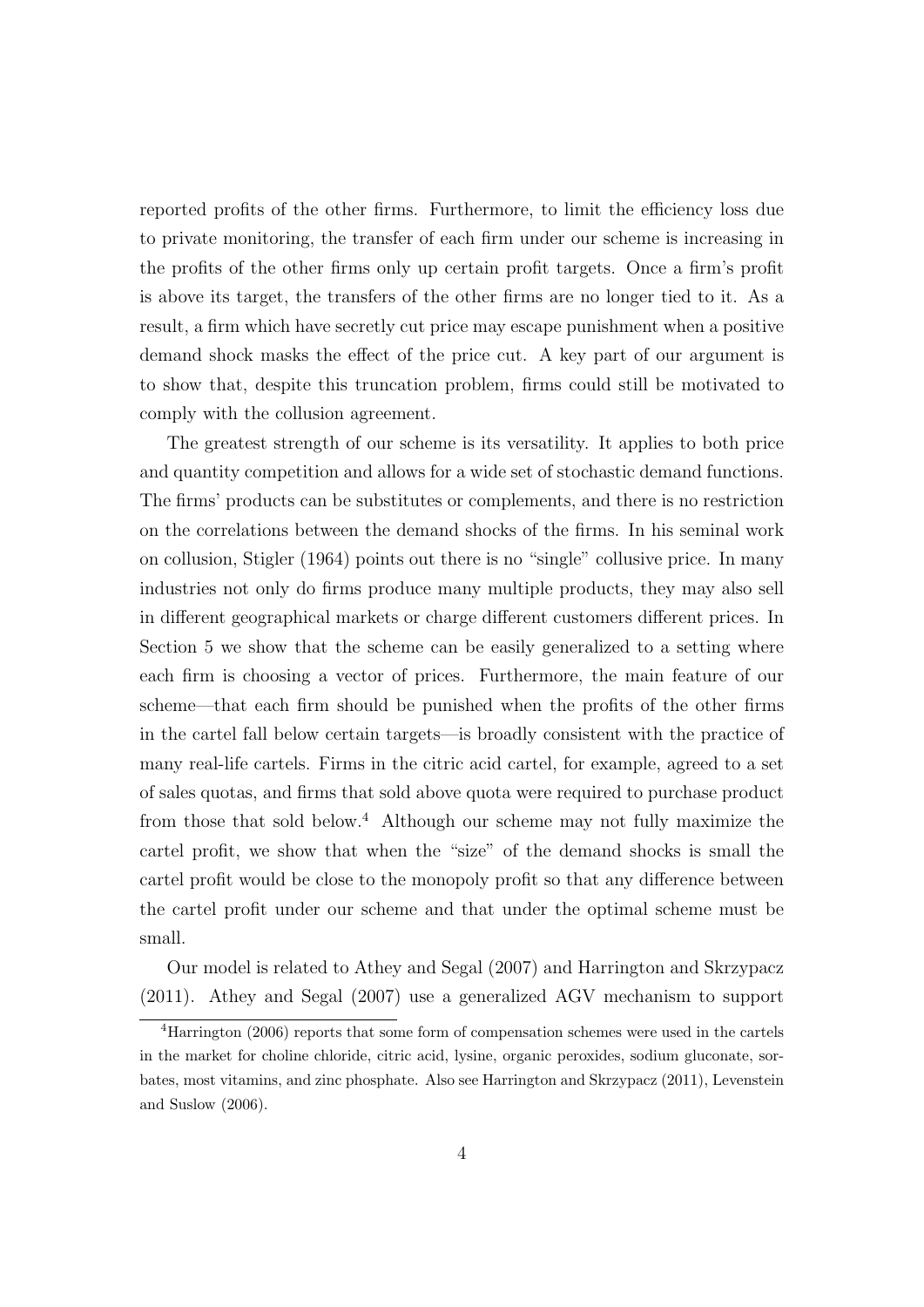reported profits of the other firms. Furthermore, to limit the efficiency loss due to private monitoring, the transfer of each firm under our scheme is increasing in the profits of the other firms only up certain profit targets. Once a firm's profit is above its target, the transfers of the other firms are no longer tied to it. As a result, a firm which have secretly cut price may escape punishment when a positive demand shock masks the effect of the price cut. A key part of our argument is to show that, despite this truncation problem, firms could still be motivated to comply with the collusion agreement.

The greatest strength of our scheme is its versatility. It applies to both price and quantity competition and allows for a wide set of stochastic demand functions. The firms' products can be substitutes or complements, and there is no restriction on the correlations between the demand shocks of the firms. In his seminal work on collusion, Stigler (1964) points out there is no "single" collusive price. In many industries not only do firms produce many multiple products, they may also sell in different geographical markets or charge different customers different prices. In Section 5 we show that the scheme can be easily generalized to a setting where each firm is choosing a vector of prices. Furthermore, the main feature of our scheme—that each firm should be punished when the profits of the other firms in the cartel fall below certain targets—is broadly consistent with the practice of many real-life cartels. Firms in the citric acid cartel, for example, agreed to a set of sales quotas, and firms that sold above quota were required to purchase product from those that sold below.[4] Although our scheme may not fully maximize the cartel profit, we show that when the "size" of the demand shocks is small the cartel profit would be close to the monopoly profit so that any difference between the cartel profit under our scheme and that under the optimal scheme must be small.

Our model is related to Athey and Segal (2007) and Harrington and Skrzypacz (2011). Athey and Segal (2007) use a generalized AGV mechanism to support

[4] Harrington (2006) reports that some form of compensation schemes were used in the cartels in the market for choline chloride, citric acid, lysine, organic peroxides, sodium gluconate, sorbates, most vitamins, and zinc phosphate. Also see Harrington and Skrzypacz (2011), Levenstein and Suslow (2006).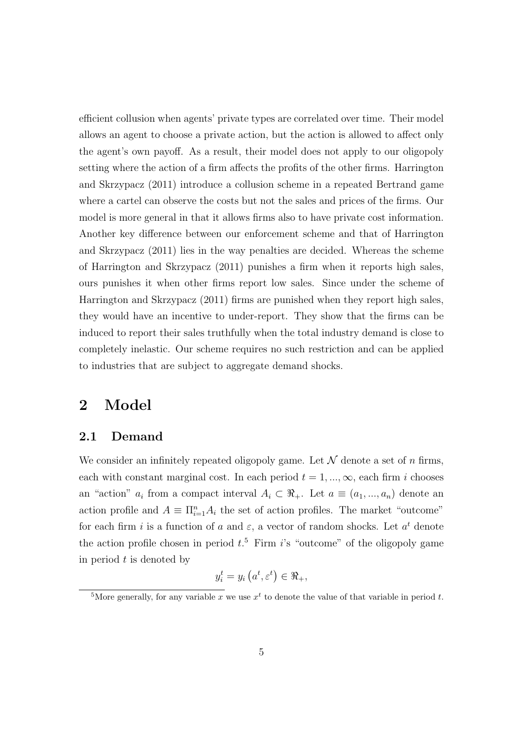efficient collusion when agents' private types are correlated over time. Their model allows an agent to choose a private action, but the action is allowed to affect only the agent's own payoff. As a result, their model does not apply to our oligopoly setting where the action of a firm affects the profits of the other firms. Harrington and Skrzypacz (2011) introduce a collusion scheme in a repeated Bertrand game where a cartel can observe the costs but not the sales and prices of the firms. Our model is more general in that it allows firms also to have private cost information. Another key difference between our enforcement scheme and that of Harrington and Skrzypacz (2011) lies in the way penalties are decided. Whereas the scheme of Harrington and Skrzypacz (2011) punishes a firm when it reports high sales, ours punishes it when other firms report low sales. Since under the scheme of Harrington and Skrzypacz (2011) firms are punished when they report high sales, they would have an incentive to under-report. They show that the firms can be induced to report their sales truthfully when the total industry demand is close to completely inelastic. Our scheme requires no such restriction and can be applied to industries that are subject to aggregate demand shocks.

# 2 Model

## 2.1 Demand

We consider an infinitely repeated oligopoly game. Let $\mathcal{N}$ denote a set of $n$ firms, each with constant marginal cost. In each period $t = 1, ..., \infty$, each firm $i$ chooses an "action" $a_i$ from a compact interval $A_i \subset \Re_+$. Let $a \equiv (a_1, ..., a_n)$ denote an action profile and $A \equiv \Pi_{i=1}^n A_i$ the set of action profiles. The market "outcome" for each firm $i$ is a function of $a$ and $\varepsilon$, a vector of random shocks. Let $a^t$ denote the action profile chosen in period $t$.[5] Firm $i$'s "outcome" of the oligopoly game in period $t$ is denoted by

$$y_i^t = y_i\left(a^t, \varepsilon^t\right) \in \Re_+,$$

[5] More generally, for any variable $x$ we use $x^t$ to denote the value of that variable in period $t$.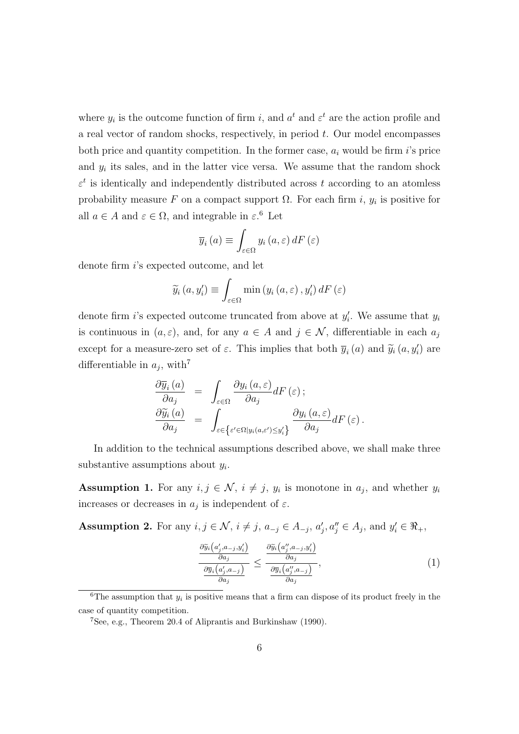where $y_i$ is the outcome function of firm $i$, and $a^t$ and $\varepsilon^t$ are the action profile and a real vector of random shocks, respectively, in period $t$. Our model encompasses both price and quantity competition. In the former case, $a_i$ would be firm $i$'s price and $y_i$ its sales, and in the latter vice versa. We assume that the random shock $\varepsilon^t$ is identically and independently distributed across $t$ according to an atomless probability measure $F$ on a compact support $\Omega$. For each firm $i$, $y_i$ is positive for all $a \in A$ and $\varepsilon \in \Omega$, and integrable in $\varepsilon$.[6] Let

$$\overline{y}_i(a) \equiv \int_{\varepsilon \in \Omega} y_i(a, \varepsilon)\, dF(\varepsilon)$$

denote firm $i$'s expected outcome, and let

$$\widetilde{y}_i(a, y_i') \equiv \int_{\varepsilon \in \Omega} \min(y_i(a, \varepsilon), y_i')\, dF(\varepsilon)$$

denote firm $i$'s expected outcome truncated from above at $y_i'$. We assume that $y_i$ is continuous in $(a, \varepsilon)$, and, for any $a \in A$ and $j \in \mathcal{N}$, differentiable in each $a_j$ except for a measure-zero set of $\varepsilon$. This implies that both $\overline{y}_i(a)$ and $\widetilde{y}_i(a, y_i')$ are differentiable in $a_j$, with[7]

$$\begin{aligned}
\frac{\partial \overline{y}_i(a)}{\partial a_j} &= \int_{\varepsilon \in \Omega} \frac{\partial y_i(a, \varepsilon)}{\partial a_j} dF(\varepsilon); \\
\frac{\partial \widetilde{y}_i(a)}{\partial a_j} &= \int_{\varepsilon \in \left\{\varepsilon' \in \Omega | y_i(a, \varepsilon') \leq y_i'\right\}} \frac{\partial y_i(a, \varepsilon)}{\partial a_j} dF(\varepsilon).
\end{aligned}$$

In addition to the technical assumptions described above, we shall make three substantive assumptions about $y_i$.

**Assumption 1.** For any $i, j \in \mathcal{N}$, $i \neq j$, $y_i$ is monotone in $a_j$, and whether $y_i$ increases or decreases in $a_j$ is independent of $\varepsilon$.

**Assumption 2.** For any $i, j \in \mathcal{N}$, $i \neq j$, $a_{-j} \in A_{-j}$, $a_j', a_j'' \in A_j$, and $y_i' \in \Re_+$,

$$\frac{\frac{\partial \widetilde{y}_i\left(a_j', a_{-j}, y_i'\right)}{\partial a_j}}{\frac{\partial \overline{y}_i\left(a_j', a_{-j}\right)}{\partial a_j}} \leq \frac{\frac{\partial \widetilde{y}_i\left(a_j'', a_{-j}, y_i'\right)}{\partial a_j}}{\frac{\partial \overline{y}_i\left(a_j'', a_{-j}\right)}{\partial a_j}}, \tag{1}$$

---

[6] The assumption that $y_i$ is positive means that a firm can dispose of its product freely in the case of quantity competition.

[7] See, e.g., Theorem 20.4 of Aliprantis and Burkinshaw (1990).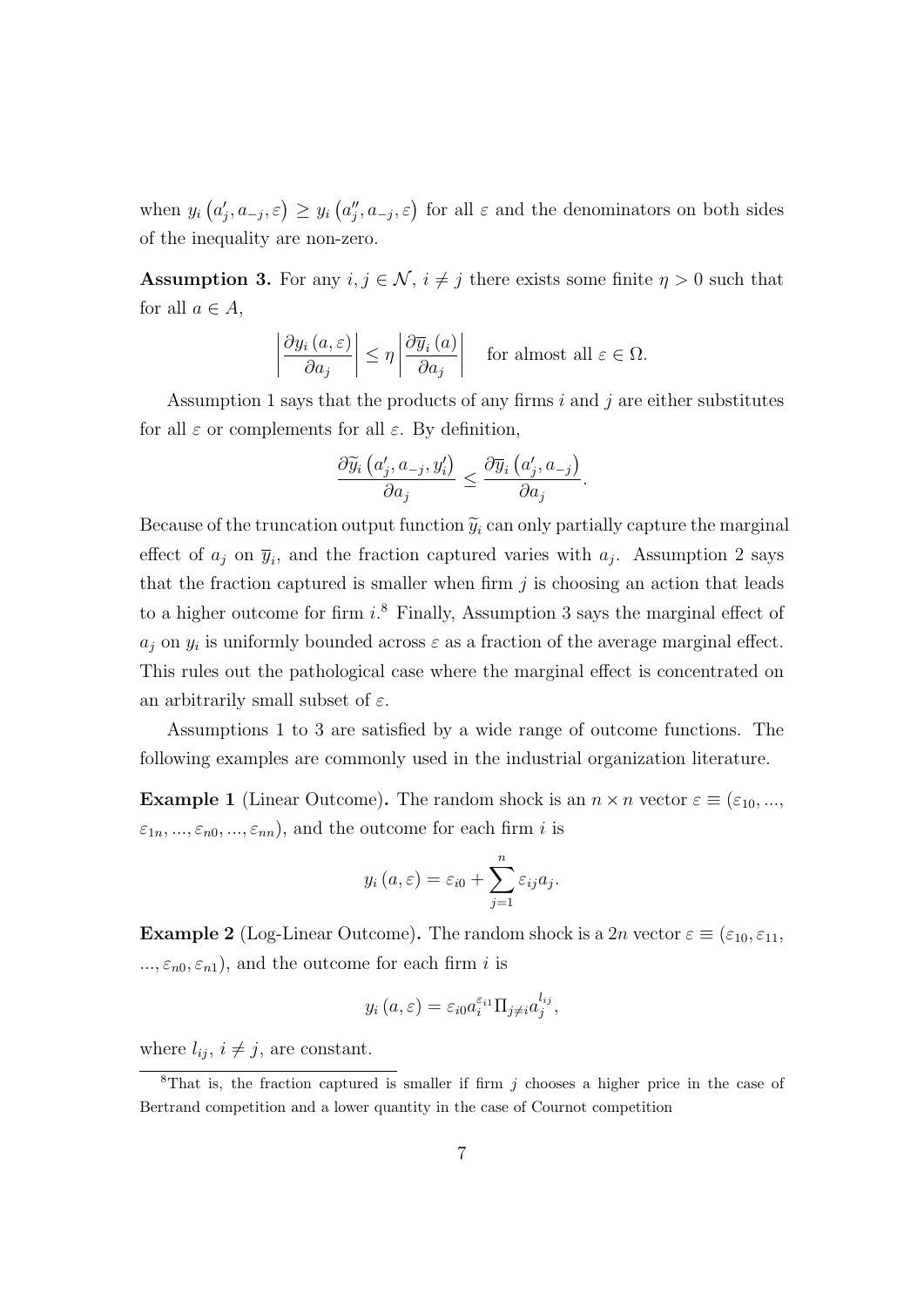when $y_i\left(a_j', a_{-j}, \varepsilon\right) \geq y_i\left(a_j'', a_{-j}, \varepsilon\right)$ for all $\varepsilon$ and the denominators on both sides of the inequality are non-zero.

**Assumption 3.** For any $i, j \in \mathcal{N}$, $i \neq j$ there exists some finite $\eta > 0$ such that for all $a \in A$,

$$\left|\frac{\partial y_i\left(a, \varepsilon\right)}{\partial a_j}\right| \leq \eta \left|\frac{\partial \overline{y}_i\left(a\right)}{\partial a_j}\right| \quad \text{for almost all } \varepsilon \in \Omega.$$

Assumption 1 says that the products of any firms $i$ and $j$ are either substitutes for all $\varepsilon$ or complements for all $\varepsilon$. By definition,

$$\frac{\partial \widetilde{y}_i\left(a_j', a_{-j}, y_i'\right)}{\partial a_j} \leq \frac{\partial \overline{y}_i\left(a_j', a_{-j}\right)}{\partial a_j}.$$

Because of the truncation output function $\widetilde{y}_i$ can only partially capture the marginal effect of $a_j$ on $\overline{y}_i$, and the fraction captured varies with $a_j$. Assumption 2 says that the fraction captured is smaller when firm $j$ is choosing an action that leads to a higher outcome for firm $i$.[8] Finally, Assumption 3 says the marginal effect of $a_j$ on $y_i$ is uniformly bounded across $\varepsilon$ as a fraction of the average marginal effect. This rules out the pathological case where the marginal effect is concentrated on an arbitrarily small subset of $\varepsilon$.

Assumptions 1 to 3 are satisfied by a wide range of outcome functions. The following examples are commonly used in the industrial organization literature.

**Example 1** (Linear Outcome)**.** The random shock is an $n \times n$ vector $\varepsilon \equiv (\varepsilon_{10}, ..., \varepsilon_{1n}, ..., \varepsilon_{n0}, ..., \varepsilon_{nn})$, and the outcome for each firm $i$ is

$$y_i\left(a, \varepsilon\right) = \varepsilon_{i0} + \sum_{j=1}^{n} \varepsilon_{ij} a_j.$$

**Example 2** (Log-Linear Outcome)**.** The random shock is a $2n$ vector $\varepsilon \equiv (\varepsilon_{10}, \varepsilon_{11}, ..., \varepsilon_{n0}, \varepsilon_{n1})$, and the outcome for each firm $i$ is

$$y_i\left(a, \varepsilon\right) = \varepsilon_{i0} a_i^{\varepsilon_{i1}} \Pi_{j \neq i} a_j^{l_{ij}},$$

where $l_{ij}$, $i \neq j$, are constant.

[8] That is, the fraction captured is smaller if firm $j$ chooses a higher price in the case of Bertrand competition and a lower quantity in the case of Cournot competition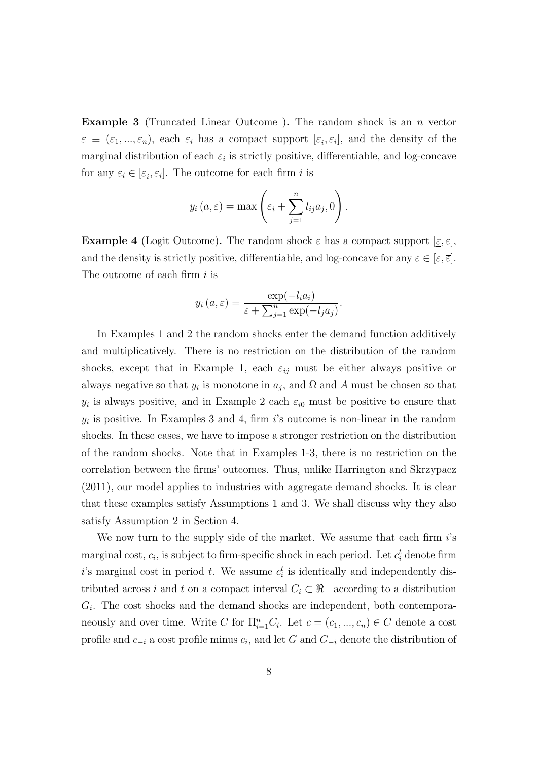**Example 3** (Truncated Linear Outcome ). The random shock is an $n$ vector $\varepsilon \equiv (\varepsilon_1, ..., \varepsilon_n)$, each $\varepsilon_i$ has a compact support $[\underline{\varepsilon}_i, \overline{\varepsilon}_i]$, and the density of the marginal distribution of each $\varepsilon_i$ is strictly positive, differentiable, and log-concave for any $\varepsilon_i \in [\underline{\varepsilon}_i, \overline{\varepsilon}_i]$. The outcome for each firm $i$ is

$$y_i(a, \varepsilon) = \max\left(\varepsilon_i + \sum_{j=1}^{n} l_{ij} a_j, 0\right).$$

**Example 4** (Logit Outcome). The random shock $\varepsilon$ has a compact support $[\underline{\varepsilon}, \overline{\varepsilon}]$, and the density is strictly positive, differentiable, and log-concave for any $\varepsilon \in [\underline{\varepsilon}, \overline{\varepsilon}]$. The outcome of each firm $i$ is

$$y_i(a, \varepsilon) = \frac{\exp(-l_i a_i)}{\varepsilon + \sum_{j=1}^{n} \exp(-l_j a_j)}.$$

In Examples 1 and 2 the random shocks enter the demand function additively and multiplicatively. There is no restriction on the distribution of the random shocks, except that in Example 1, each $\varepsilon_{ij}$ must be either always positive or always negative so that $y_i$ is monotone in $a_j$, and $\Omega$ and $A$ must be chosen so that $y_i$ is always positive, and in Example 2 each $\varepsilon_{i0}$ must be positive to ensure that $y_i$ is positive. In Examples 3 and 4, firm $i$'s outcome is non-linear in the random shocks. In these cases, we have to impose a stronger restriction on the distribution of the random shocks. Note that in Examples 1-3, there is no restriction on the correlation between the firms' outcomes. Thus, unlike Harrington and Skrzypacz (2011), our model applies to industries with aggregate demand shocks. It is clear that these examples satisfy Assumptions 1 and 3. We shall discuss why they also satisfy Assumption 2 in Section 4.

We now turn to the supply side of the market. We assume that each firm $i$'s marginal cost, $c_i$, is subject to firm-specific shock in each period. Let $c_i^t$ denote firm $i$'s marginal cost in period $t$. We assume $c_i^t$ is identically and independently distributed across $i$ and $t$ on a compact interval $C_i \subset \Re_+$ according to a distribution $G_i$. The cost shocks and the demand shocks are independent, both contemporaneously and over time. Write $C$ for $\Pi_{i=1}^n C_i$. Let $c = (c_1, ..., c_n) \in C$ denote a cost profile and $c_{-i}$ a cost profile minus $c_i$, and let $G$ and $G_{-i}$ denote the distribution of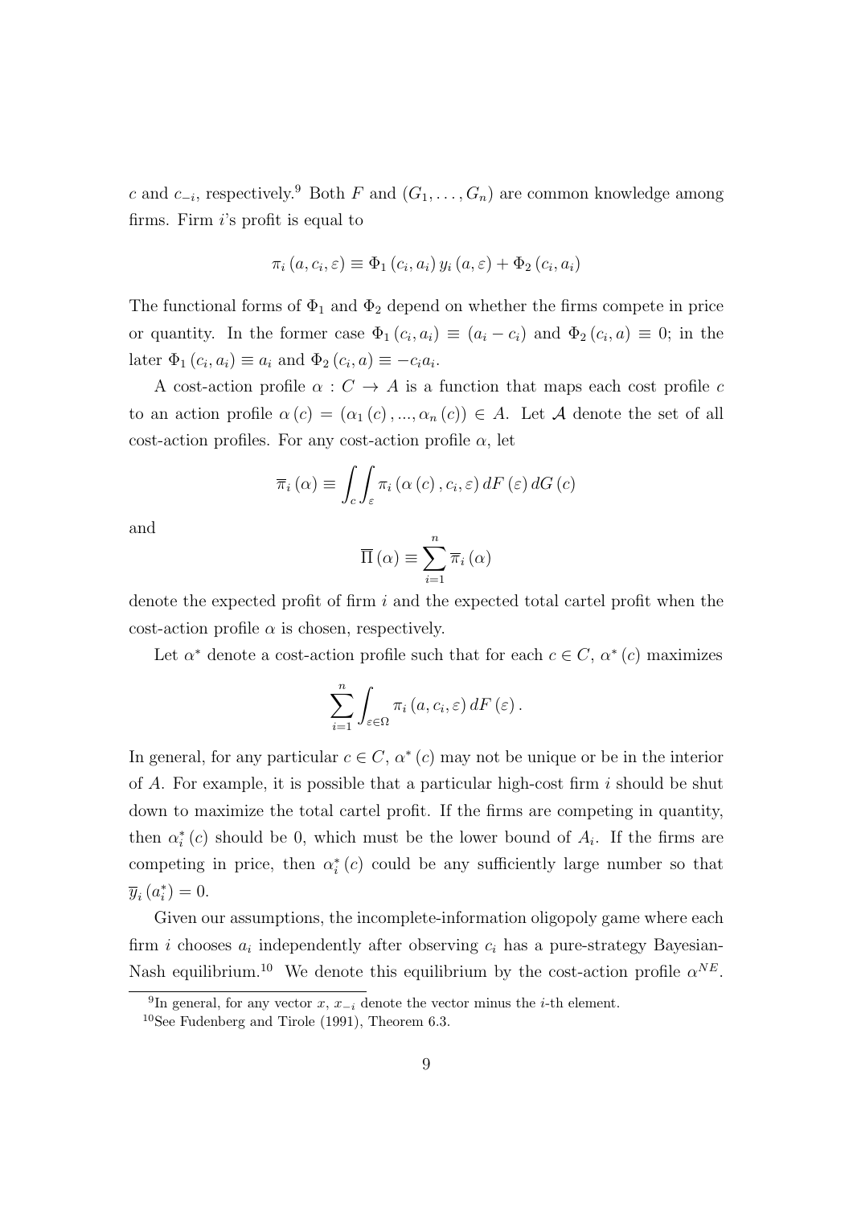$c$ and $c_{-i}$, respectively.[9] Both $F$ and $(G_1, \ldots, G_n)$ are common knowledge among firms. Firm $i$'s profit is equal to

$$\pi_i(a, c_i, \varepsilon) \equiv \Phi_1(c_i, a_i)\, y_i(a, \varepsilon) + \Phi_2(c_i, a_i)$$

The functional forms of $\Phi_1$ and $\Phi_2$ depend on whether the firms compete in price or quantity. In the former case $\Phi_1(c_i, a_i) \equiv (a_i - c_i)$ and $\Phi_2(c_i, a) \equiv 0$; in the later $\Phi_1(c_i, a_i) \equiv a_i$ and $\Phi_2(c_i, a) \equiv -c_i a_i$.

A cost-action profile $\alpha : C \to A$ is a function that maps each cost profile $c$ to an action profile $\alpha(c) = (\alpha_1(c), ..., \alpha_n(c)) \in A$. Let $\mathcal{A}$ denote the set of all cost-action profiles. For any cost-action profile $\alpha$, let

$$\overline{\pi}_i(\alpha) \equiv \int_c \int_\varepsilon \pi_i(\alpha(c), c_i, \varepsilon)\, dF(\varepsilon)\, dG(c)$$

and

$$\overline{\Pi}(\alpha) \equiv \sum_{i=1}^{n} \overline{\pi}_i(\alpha)$$

denote the expected profit of firm $i$ and the expected total cartel profit when the cost-action profile $\alpha$ is chosen, respectively.

Let $\alpha^*$ denote a cost-action profile such that for each $c \in C$, $\alpha^*(c)$ maximizes

$$\sum_{i=1}^{n} \int_{\varepsilon \in \Omega} \pi_i(a, c_i, \varepsilon)\, dF(\varepsilon).$$

In general, for any particular $c \in C$, $\alpha^*(c)$ may not be unique or be in the interior of $A$. For example, it is possible that a particular high-cost firm $i$ should be shut down to maximize the total cartel profit. If the firms are competing in quantity, then $\alpha_i^*(c)$ should be 0, which must be the lower bound of $A_i$. If the firms are competing in price, then $\alpha_i^*(c)$ could be any sufficiently large number so that $\overline{y}_i(a_i^*) = 0$.

Given our assumptions, the incomplete-information oligopoly game where each firm $i$ chooses $a_i$ independently after observing $c_i$ has a pure-strategy Bayesian-Nash equilibrium.[10] We denote this equilibrium by the cost-action profile $\alpha^{NE}$.

[9] In general, for any vector $x$, $x_{-i}$ denote the vector minus the $i$-th element.

[10] See Fudenberg and Tirole (1991), Theorem 6.3.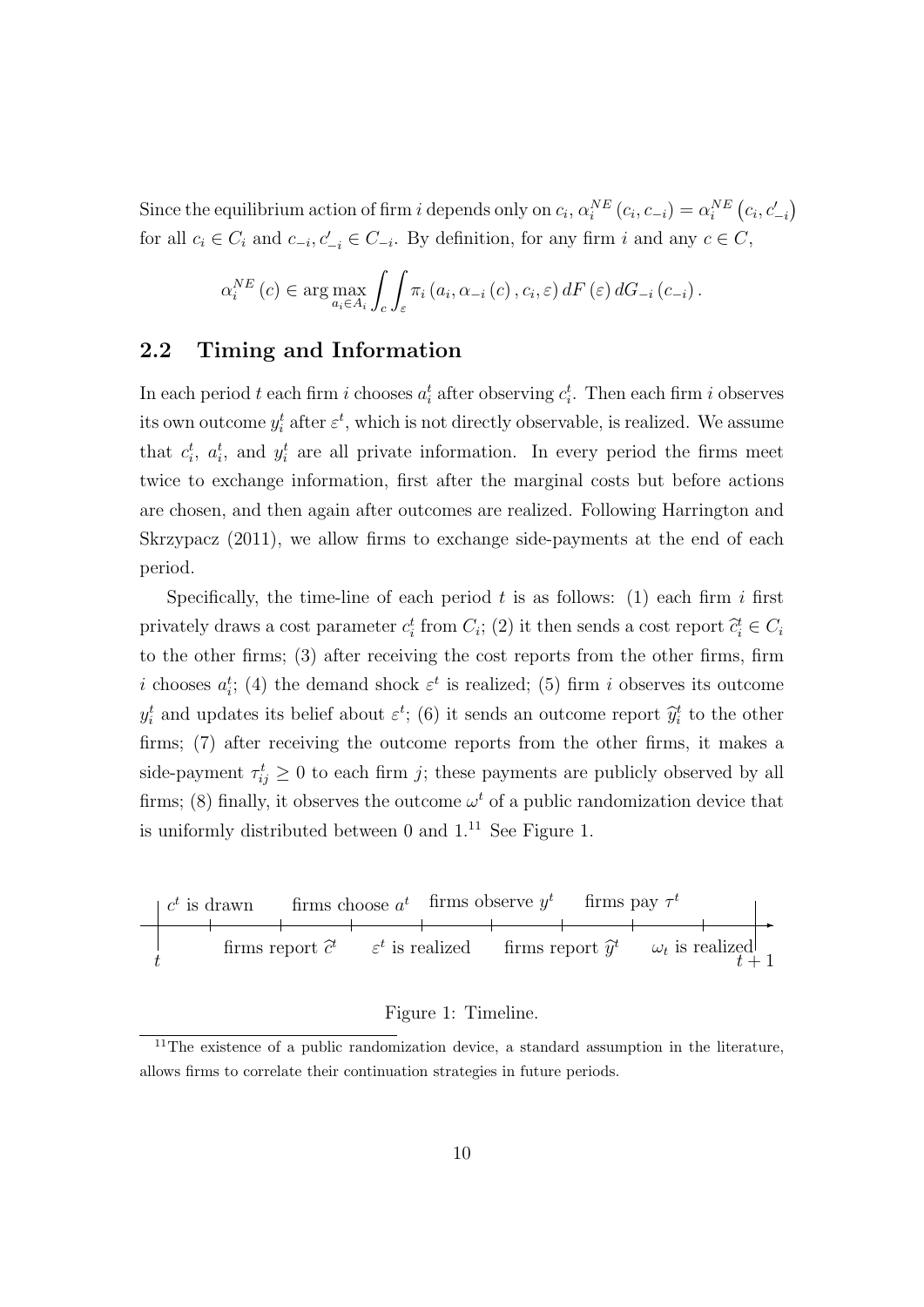Since the equilibrium action of firm $i$ depends only on $c_i$, $\alpha_i^{NE}(c_i, c_{-i}) = \alpha_i^{NE}(c_i, c'_{-i})$ for all $c_i \in C_i$ and $c_{-i}, c'_{-i} \in C_{-i}$. By definition, for any firm $i$ and any $c \in C$,

$$\alpha_i^{NE}(c) \in \arg\max_{a_i \in A_i} \int_c \int_\varepsilon \pi_i(a_i, \alpha_{-i}(c), c_i, \varepsilon)\, dF(\varepsilon)\, dG_{-i}(c_{-i}).$$

## 2.2 Timing and Information

In each period $t$ each firm $i$ chooses $a_i^t$ after observing $c_i^t$. Then each firm $i$ observes its own outcome $y_i^t$ after $\varepsilon^t$, which is not directly observable, is realized. We assume that $c_i^t$, $a_i^t$, and $y_i^t$ are all private information. In every period the firms meet twice to exchange information, first after the marginal costs but before actions are chosen, and then again after outcomes are realized. Following Harrington and Skrzypacz (2011), we allow firms to exchange side-payments at the end of each period.

Specifically, the time-line of each period $t$ is as follows: (1) each firm $i$ first privately draws a cost parameter $c_i^t$ from $C_i$; (2) it then sends a cost report $\widehat{c}_i^t \in C_i$ to the other firms; (3) after receiving the cost reports from the other firms, firm $i$ chooses $a_i^t$; (4) the demand shock $\varepsilon^t$ is realized; (5) firm $i$ observes its outcome $y_i^t$ and updates its belief about $\varepsilon^t$; (6) it sends an outcome report $\widehat{y}_i^t$ to the other firms; (7) after receiving the outcome reports from the other firms, it makes a side-payment $\tau_{ij}^t \geq 0$ to each firm $j$; these payments are publicly observed by all firms; (8) finally, it observes the outcome $\omega^t$ of a public randomization device that is uniformly distributed between 0 and 1.[11] See Figure 1.

| $t$ | $c^t$ is drawn | firms report $\widehat{c}^t$ | firms choose $a^t$ | $\varepsilon^t$ is realized | firms observe $y^t$ | firms report $\widehat{y}^t$ | firms pay $\tau^t$ | $\omega_t$ is realized | $t+1$ |
|---|---|---|---|---|---|---|---|---|---|

Figure 1: Timeline.

[11] The existence of a public randomization device, a standard assumption in the literature, allows firms to correlate their continuation strategies in future periods.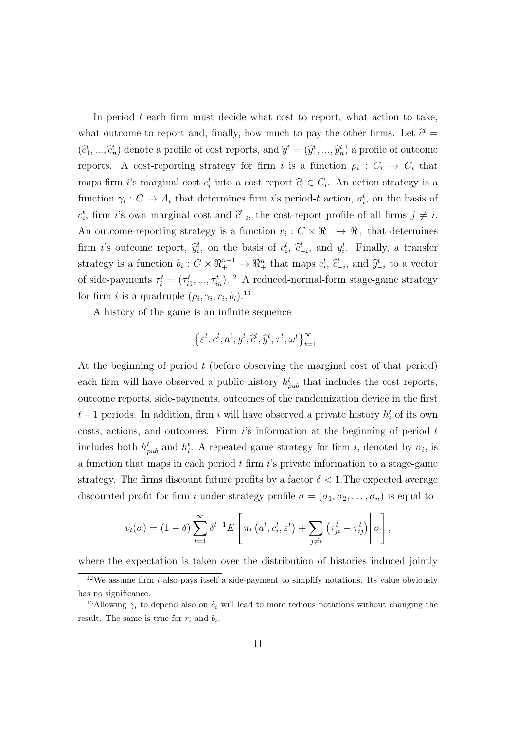In period $t$ each firm must decide what cost to report, what action to take, what outcome to report and, finally, how much to pay the other firms. Let $\widehat{c}^t = (\widehat{c}_1^t, ..., \widehat{c}_n^t)$ denote a profile of cost reports, and $\widehat{y}^t = (\widehat{y}_1^t, ..., \widehat{y}_n^t)$ a profile of outcome reports. A cost-reporting strategy for firm $i$ is a function $\rho_i : C_i \to C_i$ that maps firm $i$'s marginal cost $c_i^t$ into a cost report $\widehat{c}_i^t \in C_i$. An action strategy is a function $\gamma_i : C \to A_i$ that determines firm $i$'s period-$t$ action, $a_i^t$, on the basis of $c_i^t$, firm $i$'s own marginal cost and $\widehat{c}_{-i}^t$, the cost-report profile of all firms $j \neq i$. An outcome-reporting strategy is a function $r_i : C \times \Re_+ \to \Re_+$ that determines firm $i$'s outcome report, $\widehat{y}_i^t$, on the basis of $c_i^t$, $\widehat{c}_{-i}^t$, and $y_i^t$. Finally, a transfer strategy is a function $b_i : C \times \Re_+^{n-1} \to \Re_+^n$ that maps $c_i^t$, $\widehat{c}_{-i}^t$, and $\widehat{y}_{-i}^t$ to a vector of side-payments $\tau_i^t = (\tau_{i1}^t, ..., \tau_{in}^t)$.[12] A reduced-normal-form stage-game strategy for firm $i$ is a quadruple $(\rho_i, \gamma_i, r_i, b_i)$.[13]

A history of the game is an infinite sequence

$$\left\{\varepsilon^t, c^t, a^t, y^t, \widehat{c}^t, \widehat{y}^t, \tau^t, \omega^t\right\}_{t=1}^{\infty}.$$

At the beginning of period $t$ (before observing the marginal cost of that period) each firm will have observed a public history $h_{pub}^t$ that includes the cost reports, outcome reports, side-payments, outcomes of the randomization device in the first $t-1$ periods. In addition, firm $i$ will have observed a private history $h_i^t$ of its own costs, actions, and outcomes. Firm $i$'s information at the beginning of period $t$ includes both $h_{pub}^t$ and $h_i^t$. A repeated-game strategy for firm $i$, denoted by $\sigma_i$, is a function that maps in each period $t$ firm $i$'s private information to a stage-game strategy. The firms discount future profits by a factor $\delta < 1$.The expected average discounted profit for firm $i$ under strategy profile $\sigma = (\sigma_1, \sigma_2, \ldots, \sigma_n)$ is equal to

$$v_i(\sigma) = (1-\delta)\sum_{t=1}^{\infty} \delta^{t-1} E\left[\pi_i\left(a^t, c_i^t, \varepsilon^t\right) + \sum_{j \neq i}\left(\tau_{ji}^t - \tau_{ij}^t\right)\middle|\, \sigma\right],$$

where the expectation is taken over the distribution of histories induced jointly

[12] We assume firm $i$ also pays itself a side-payment to simplify notations. Its value obviously has no significance.

[13] Allowing $\gamma_i$ to depend also on $\widehat{c}_i$ will lead to more tedious notations without changing the result. The same is true for $r_i$ and $b_i$.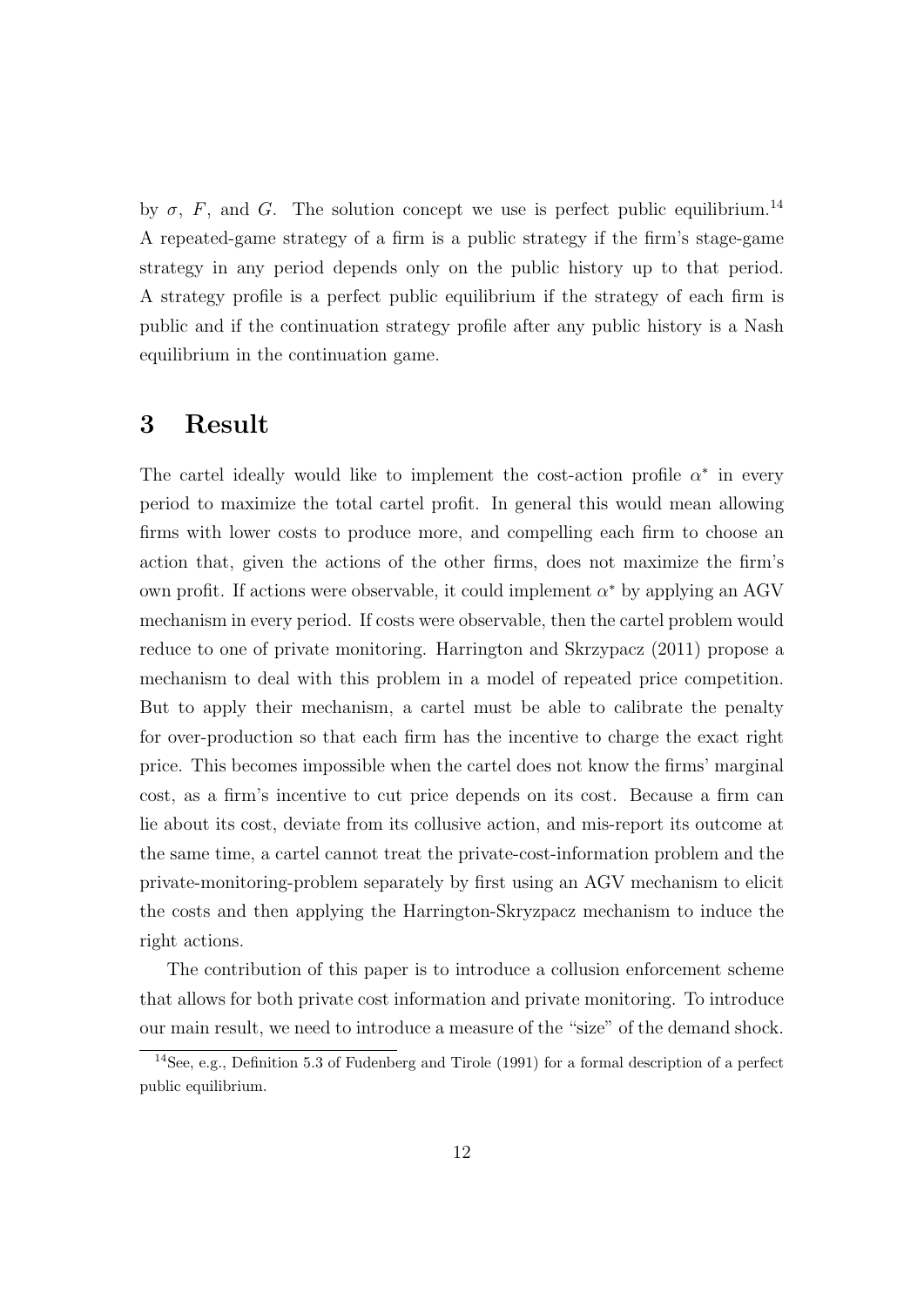by $\sigma$, $F$, and $G$. The solution concept we use is perfect public equilibrium.[14] A repeated-game strategy of a firm is a public strategy if the firm's stage-game strategy in any period depends only on the public history up to that period. A strategy profile is a perfect public equilibrium if the strategy of each firm is public and if the continuation strategy profile after any public history is a Nash equilibrium in the continuation game.

# 3 Result

The cartel ideally would like to implement the cost-action profile $\alpha^*$ in every period to maximize the total cartel profit. In general this would mean allowing firms with lower costs to produce more, and compelling each firm to choose an action that, given the actions of the other firms, does not maximize the firm's own profit. If actions were observable, it could implement $\alpha^*$ by applying an AGV mechanism in every period. If costs were observable, then the cartel problem would reduce to one of private monitoring. Harrington and Skrzypacz (2011) propose a mechanism to deal with this problem in a model of repeated price competition. But to apply their mechanism, a cartel must be able to calibrate the penalty for over-production so that each firm has the incentive to charge the exact right price. This becomes impossible when the cartel does not know the firms' marginal cost, as a firm's incentive to cut price depends on its cost. Because a firm can lie about its cost, deviate from its collusive action, and mis-report its outcome at the same time, a cartel cannot treat the private-cost-information problem and the private-monitoring-problem separately by first using an AGV mechanism to elicit the costs and then applying the Harrington-Skryzpacz mechanism to induce the right actions.

The contribution of this paper is to introduce a collusion enforcement scheme that allows for both private cost information and private monitoring. To introduce our main result, we need to introduce a measure of the "size" of the demand shock.

[14] See, e.g., Definition 5.3 of Fudenberg and Tirole (1991) for a formal description of a perfect public equilibrium.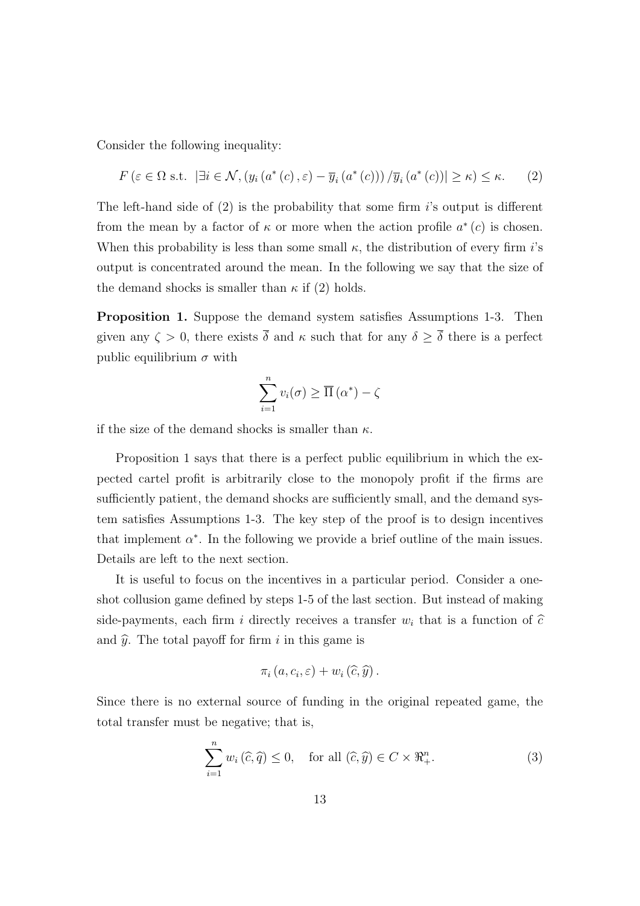Consider the following inequality:

$$F\left(\varepsilon \in \Omega \text{ s.t. } \left|\exists i \in \mathcal{N}, \left(y_i\left(a^*\left(c\right), \varepsilon\right) - \overline{y}_i\left(a^*\left(c\right)\right)\right)/\overline{y}_i\left(a^*\left(c\right)\right)\right| \geq \kappa\right) \leq \kappa. \qquad (2)$$

The left-hand side of (2) is the probability that some firm $i$'s output is different from the mean by a factor of $\kappa$ or more when the action profile $a^*(c)$ is chosen. When this probability is less than some small $\kappa$, the distribution of every firm $i$'s output is concentrated around the mean. In the following we say that the size of the demand shocks is smaller than $\kappa$ if (2) holds.

**Proposition 1.** Suppose the demand system satisfies Assumptions 1-3. Then given any $\zeta > 0$, there exists $\overline{\delta}$ and $\kappa$ such that for any $\delta \geq \overline{\delta}$ there is a perfect public equilibrium $\sigma$ with

$$\sum_{i=1}^{n} v_i(\sigma) \geq \overline{\Pi}\left(\alpha^*\right) - \zeta$$

if the size of the demand shocks is smaller than $\kappa$.

Proposition 1 says that there is a perfect public equilibrium in which the expected cartel profit is arbitrarily close to the monopoly profit if the firms are sufficiently patient, the demand shocks are sufficiently small, and the demand system satisfies Assumptions 1-3. The key step of the proof is to design incentives that implement $\alpha^*$. In the following we provide a brief outline of the main issues. Details are left to the next section.

It is useful to focus on the incentives in a particular period. Consider a one-shot collusion game defined by steps 1-5 of the last section. But instead of making side-payments, each firm $i$ directly receives a transfer $w_i$ that is a function of $\widehat{c}$ and $\widehat{y}$. The total payoff for firm $i$ in this game is

$$\pi_i\left(a, c_i, \varepsilon\right) + w_i\left(\widehat{c}, \widehat{y}\right).$$

Since there is no external source of funding in the original repeated game, the total transfer must be negative; that is,

$$\sum_{i=1}^{n} w_i\left(\widehat{c}, \widehat{q}\right) \leq 0, \quad \text{for all } \left(\widehat{c}, \widehat{y}\right) \in C \times \Re_+^n. \qquad (3)$$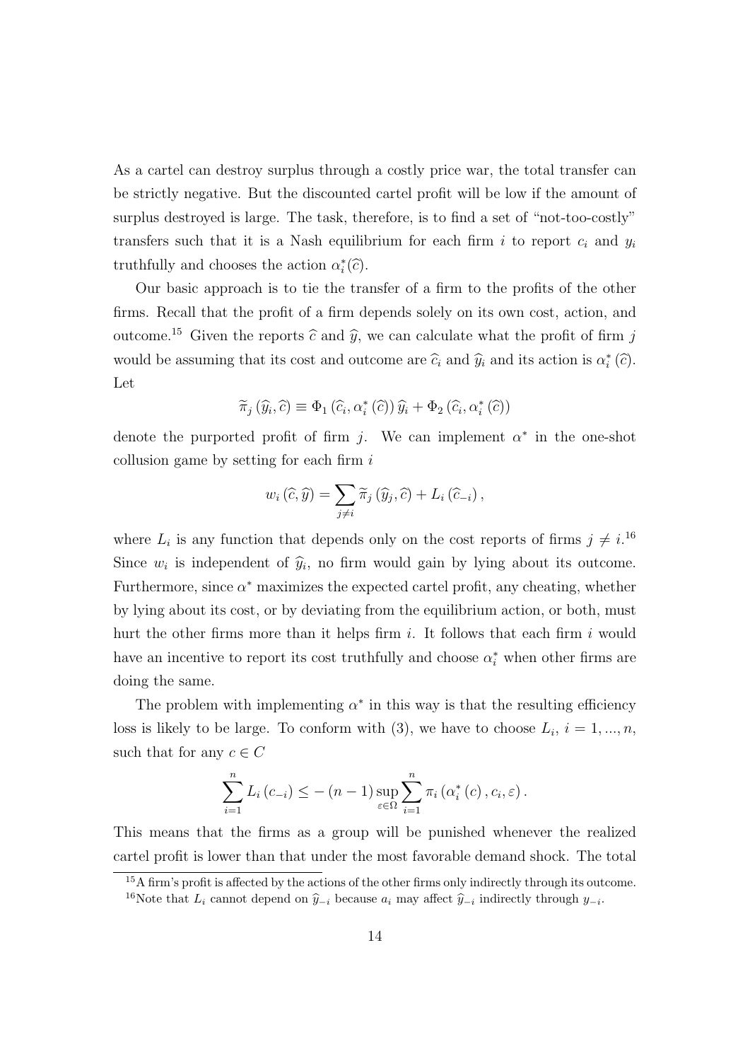As a cartel can destroy surplus through a costly price war, the total transfer can be strictly negative. But the discounted cartel profit will be low if the amount of surplus destroyed is large. The task, therefore, is to find a set of "not-too-costly" transfers such that it is a Nash equilibrium for each firm $i$ to report $c_i$ and $y_i$ truthfully and chooses the action $\alpha_i^*(\widehat{c})$.

Our basic approach is to tie the transfer of a firm to the profits of the other firms. Recall that the profit of a firm depends solely on its own cost, action, and outcome.[15] Given the reports $\widehat{c}$ and $\widehat{y}$, we can calculate what the profit of firm $j$ would be assuming that its cost and outcome are $\widehat{c}_i$ and $\widehat{y}_i$ and its action is $\alpha_i^*(\widehat{c})$. Let

$$\widetilde{\pi}_j(\widehat{y}_i, \widehat{c}) \equiv \Phi_1(\widehat{c}_i, \alpha_i^*(\widehat{c}))\,\widehat{y}_i + \Phi_2(\widehat{c}_i, \alpha_i^*(\widehat{c}))$$

denote the purported profit of firm $j$. We can implement $\alpha^*$ in the one-shot collusion game by setting for each firm $i$

$$w_i(\widehat{c}, \widehat{y}) = \sum_{j \neq i} \widetilde{\pi}_j(\widehat{y}_j, \widehat{c}) + L_i(\widehat{c}_{-i}),$$

where $L_i$ is any function that depends only on the cost reports of firms $j \neq i$.[16] Since $w_i$ is independent of $\widehat{y}_i$, no firm would gain by lying about its outcome. Furthermore, since $\alpha^*$ maximizes the expected cartel profit, any cheating, whether by lying about its cost, or by deviating from the equilibrium action, or both, must hurt the other firms more than it helps firm $i$. It follows that each firm $i$ would have an incentive to report its cost truthfully and choose $\alpha_i^*$ when other firms are doing the same.

The problem with implementing $\alpha^*$ in this way is that the resulting efficiency loss is likely to be large. To conform with (3), we have to choose $L_i$, $i = 1, ..., n$, such that for any $c \in C$

$$\sum_{i=1}^{n} L_i(c_{-i}) \leq -(n-1) \sup_{\varepsilon \in \Omega} \sum_{i=1}^{n} \pi_i(\alpha_i^*(c), c_i, \varepsilon).$$

This means that the firms as a group will be punished whenever the realized cartel profit is lower than that under the most favorable demand shock. The total

[15] A firm's profit is affected by the actions of the other firms only indirectly through its outcome.

[16] Note that $L_i$ cannot depend on $\widehat{y}_{-i}$ because $a_i$ may affect $\widehat{y}_{-i}$ indirectly through $y_{-i}$.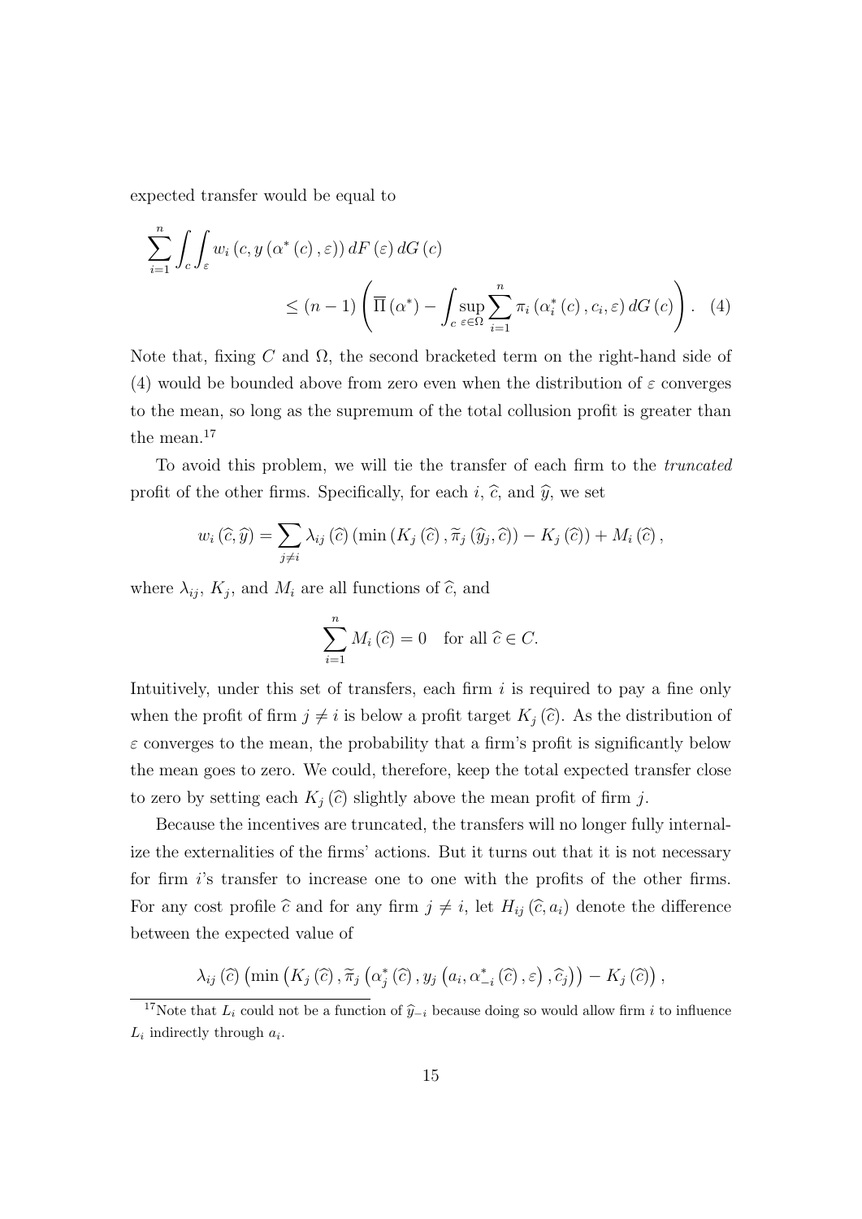expected transfer would be equal to

$$\sum_{i=1}^{n} \int_{c} \int_{\varepsilon} w_i \left(c, y\left(\alpha^*\left(c\right), \varepsilon\right)\right) dF\left(\varepsilon\right) dG\left(c\right)$$
$$\leq \left(n-1\right) \left( \overline{\Pi}\left(\alpha^*\right) - \int_{c} \sup_{\varepsilon \in \Omega} \sum_{i=1}^{n} \pi_i \left(\alpha_i^*\left(c\right), c_i, \varepsilon\right) dG\left(c\right) \right). \quad (4)$$

Note that, fixing $C$ and $\Omega$, the second bracketed term on the right-hand side of (4) would be bounded above from zero even when the distribution of $\varepsilon$ converges to the mean, so long as the supremum of the total collusion profit is greater than the mean.[17]

To avoid this problem, we will tie the transfer of each firm to the *truncated* profit of the other firms. Specifically, for each $i$, $\widehat{c}$, and $\widehat{y}$, we set

$$w_i\left(\widehat{c}, \widehat{y}\right) = \sum_{j \neq i} \lambda_{ij}\left(\widehat{c}\right) \left(\min\left(K_j\left(\widehat{c}\right), \widetilde{\pi}_j\left(\widehat{y}_j, \widehat{c}\right)\right) - K_j\left(\widehat{c}\right)\right) + M_i\left(\widehat{c}\right),$$

where $\lambda_{ij}$, $K_j$, and $M_i$ are all functions of $\widehat{c}$, and

$$\sum_{i=1}^{n} M_i\left(\widehat{c}\right) = 0 \quad \text{for all } \widehat{c} \in C.$$

Intuitively, under this set of transfers, each firm $i$ is required to pay a fine only when the profit of firm $j \neq i$ is below a profit target $K_j\left(\widehat{c}\right)$. As the distribution of $\varepsilon$ converges to the mean, the probability that a firm's profit is significantly below the mean goes to zero. We could, therefore, keep the total expected transfer close to zero by setting each $K_j\left(\widehat{c}\right)$ slightly above the mean profit of firm $j$.

Because the incentives are truncated, the transfers will no longer fully internalize the externalities of the firms' actions. But it turns out that it is not necessary for firm $i$'s transfer to increase one to one with the profits of the other firms. For any cost profile $\widehat{c}$ and for any firm $j \neq i$, let $H_{ij}\left(\widehat{c}, a_i\right)$ denote the difference between the expected value of

$$\lambda_{ij}\left(\widehat{c}\right) \left(\min\left(K_j\left(\widehat{c}\right), \widetilde{\pi}_j\left(\alpha_j^*\left(\widehat{c}\right), y_j\left(a_i, \alpha_{-i}^*\left(\widehat{c}\right), \varepsilon\right), \widehat{c}_j\right)\right) - K_j\left(\widehat{c}\right)\right),$$

[17] Note that $L_i$ could not be a function of $\widehat{y}_{-i}$ because doing so would allow firm $i$ to influence $L_i$ indirectly through $a_i$.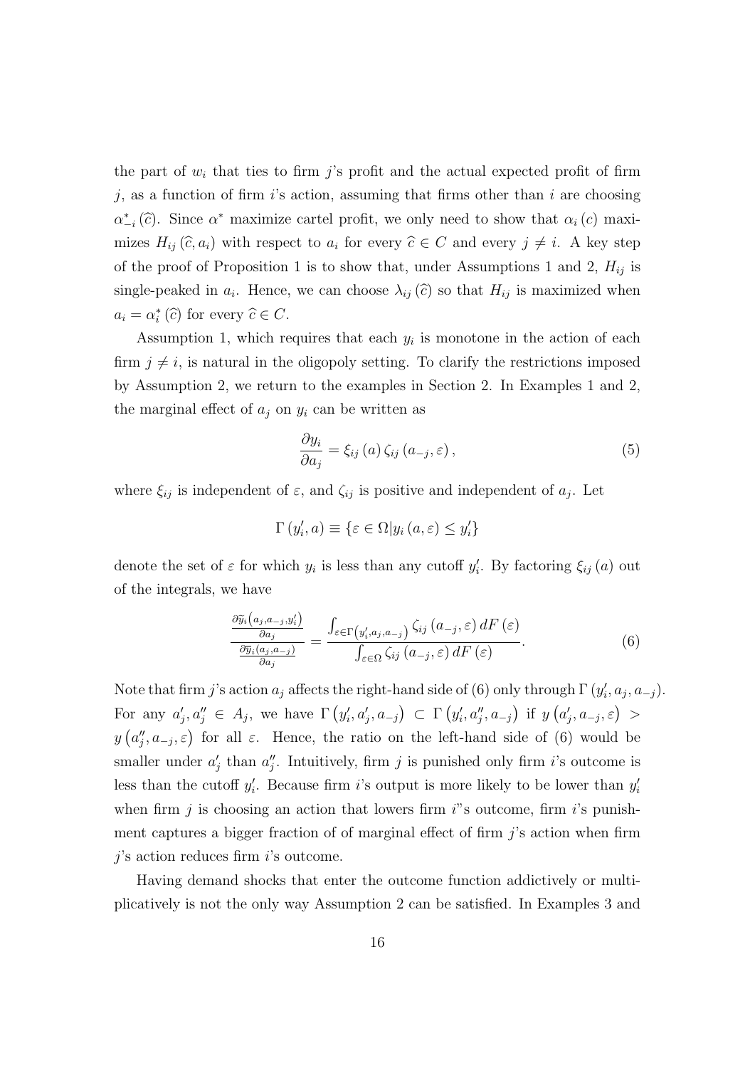the part of $w_i$ that ties to firm $j$'s profit and the actual expected profit of firm $j$, as a function of firm $i$'s action, assuming that firms other than $i$ are choosing $\alpha^*_{-i}(\widehat{c})$. Since $\alpha^*$ maximize cartel profit, we only need to show that $\alpha_i(c)$ maximizes $H_{ij}(\widehat{c}, a_i)$ with respect to $a_i$ for every $\widehat{c} \in C$ and every $j \neq i$. A key step of the proof of Proposition 1 is to show that, under Assumptions 1 and 2, $H_{ij}$ is single-peaked in $a_i$. Hence, we can choose $\lambda_{ij}(\widehat{c})$ so that $H_{ij}$ is maximized when $a_i = \alpha^*_i(\widehat{c})$ for every $\widehat{c} \in C$.

Assumption 1, which requires that each $y_i$ is monotone in the action of each firm $j \neq i$, is natural in the oligopoly setting. To clarify the restrictions imposed by Assumption 2, we return to the examples in Section 2. In Examples 1 and 2, the marginal effect of $a_j$ on $y_i$ can be written as

$$\frac{\partial y_i}{\partial a_j} = \xi_{ij}(a)\,\zeta_{ij}(a_{-j}, \varepsilon), \tag{5}$$

where $\xi_{ij}$ is independent of $\varepsilon$, and $\zeta_{ij}$ is positive and independent of $a_j$. Let

$$\Gamma(y'_i, a) \equiv \{\varepsilon \in \Omega | y_i(a, \varepsilon) \leq y'_i\}$$

denote the set of $\varepsilon$ for which $y_i$ is less than any cutoff $y'_i$. By factoring $\xi_{ij}(a)$ out of the integrals, we have

$$\frac{\frac{\partial \widetilde{y}_i(a_j, a_{-j}, y'_i)}{\partial a_j}}{\frac{\partial \overline{y}_i(a_j, a_{-j})}{\partial a_j}} = \frac{\int_{\varepsilon \in \Gamma(y'_i, a_j, a_{-j})} \zeta_{ij}(a_{-j}, \varepsilon)\, dF(\varepsilon)}{\int_{\varepsilon \in \Omega} \zeta_{ij}(a_{-j}, \varepsilon)\, dF(\varepsilon)}. \tag{6}$$

Note that firm $j$'s action $a_j$ affects the right-hand side of (6) only through $\Gamma(y'_i, a_j, a_{-j})$. For any $a'_j, a''_j \in A_j$, we have $\Gamma(y'_i, a'_j, a_{-j}) \subset \Gamma(y'_i, a''_j, a_{-j})$ if $y(a'_j, a_{-j}, \varepsilon) > y(a''_j, a_{-j}, \varepsilon)$ for all $\varepsilon$. Hence, the ratio on the left-hand side of (6) would be smaller under $a'_j$ than $a''_j$. Intuitively, firm $j$ is punished only firm $i$'s outcome is less than the cutoff $y'_i$. Because firm $i$'s output is more likely to be lower than $y'_i$ when firm $j$ is choosing an action that lowers firm $i$"s outcome, firm $i$'s punishment captures a bigger fraction of of marginal effect of firm $j$'s action when firm $j$'s action reduces firm $i$'s outcome.

Having demand shocks that enter the outcome function addictively or multiplicatively is not the only way Assumption 2 can be satisfied. In Examples 3 and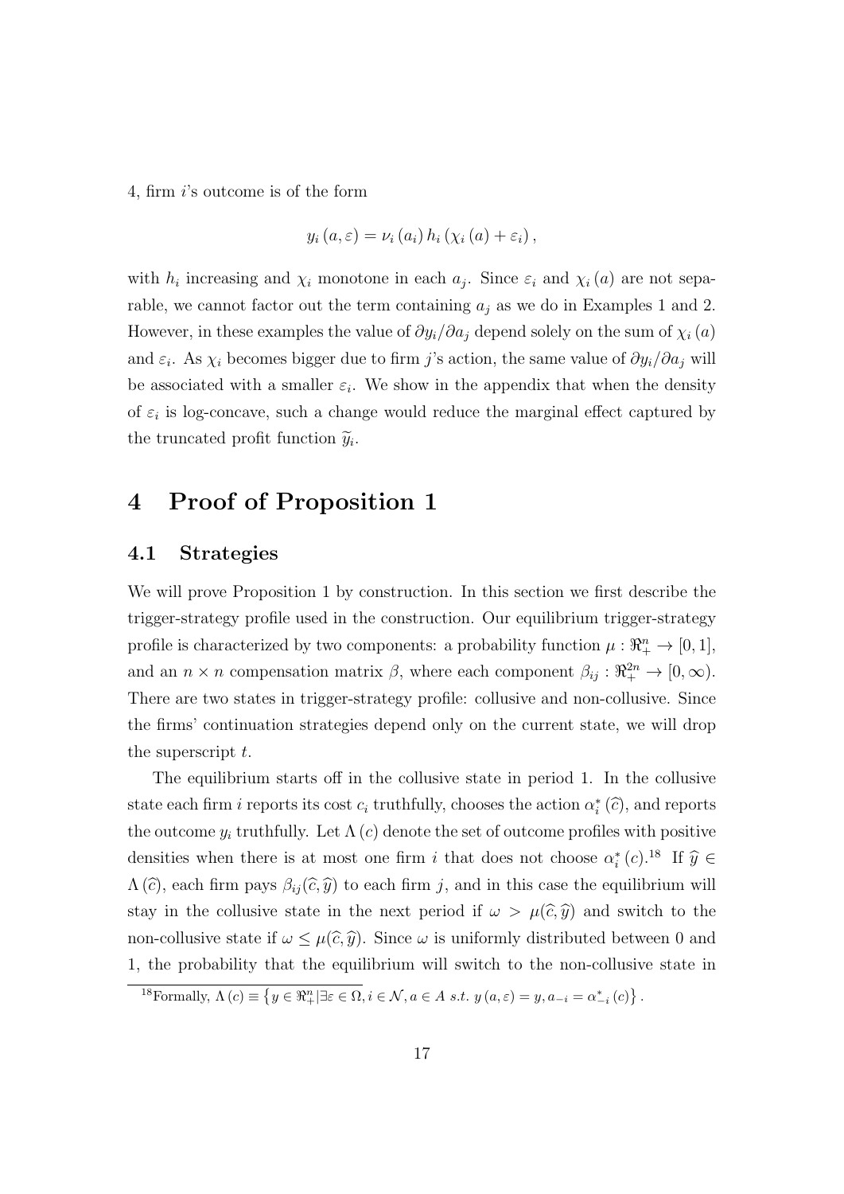4, firm $i$'s outcome is of the form

$$y_i(a, \varepsilon) = \nu_i(a_i) h_i(\chi_i(a) + \varepsilon_i),$$

with $h_i$ increasing and $\chi_i$ monotone in each $a_j$. Since $\varepsilon_i$ and $\chi_i(a)$ are not separable, we cannot factor out the term containing $a_j$ as we do in Examples 1 and 2. However, in these examples the value of $\partial y_i / \partial a_j$ depend solely on the sum of $\chi_i(a)$ and $\varepsilon_i$. As $\chi_i$ becomes bigger due to firm $j$'s action, the same value of $\partial y_i / \partial a_j$ will be associated with a smaller $\varepsilon_i$. We show in the appendix that when the density of $\varepsilon_i$ is log-concave, such a change would reduce the marginal effect captured by the truncated profit function $\widetilde{y}_i$.

# 4 Proof of Proposition 1

## 4.1 Strategies

We will prove Proposition 1 by construction. In this section we first describe the trigger-strategy profile used in the construction. Our equilibrium trigger-strategy profile is characterized by two components: a probability function $\mu : \Re_+^n \to [0, 1]$, and an $n \times n$ compensation matrix $\beta$, where each component $\beta_{ij} : \Re_+^{2n} \to [0, \infty)$. There are two states in trigger-strategy profile: collusive and non-collusive. Since the firms' continuation strategies depend only on the current state, we will drop the superscript $t$.

The equilibrium starts off in the collusive state in period 1. In the collusive state each firm $i$ reports its cost $c_i$ truthfully, chooses the action $\alpha_i^*(\widehat{c})$, and reports the outcome $y_i$ truthfully. Let $\Lambda(c)$ denote the set of outcome profiles with positive densities when there is at most one firm $i$ that does not choose $\alpha_i^*(c)$.[18] If $\widehat{y} \in \Lambda(\widehat{c})$, each firm pays $\beta_{ij}(\widehat{c}, \widehat{y})$ to each firm $j$, and in this case the equilibrium will stay in the collusive state in the next period if $\omega > \mu(\widehat{c}, \widehat{y})$ and switch to the non-collusive state if $\omega \le \mu(\widehat{c}, \widehat{y})$. Since $\omega$ is uniformly distributed between 0 and 1, the probability that the equilibrium will switch to the non-collusive state in

[18]Formally, $\Lambda(c) \equiv \left\{ y \in \Re_+^n | \exists \varepsilon \in \Omega, i \in \mathcal{N}, a \in A \ s.t. \ y(a, \varepsilon) = y, a_{-i} = \alpha_{-i}^*(c) \right\}$.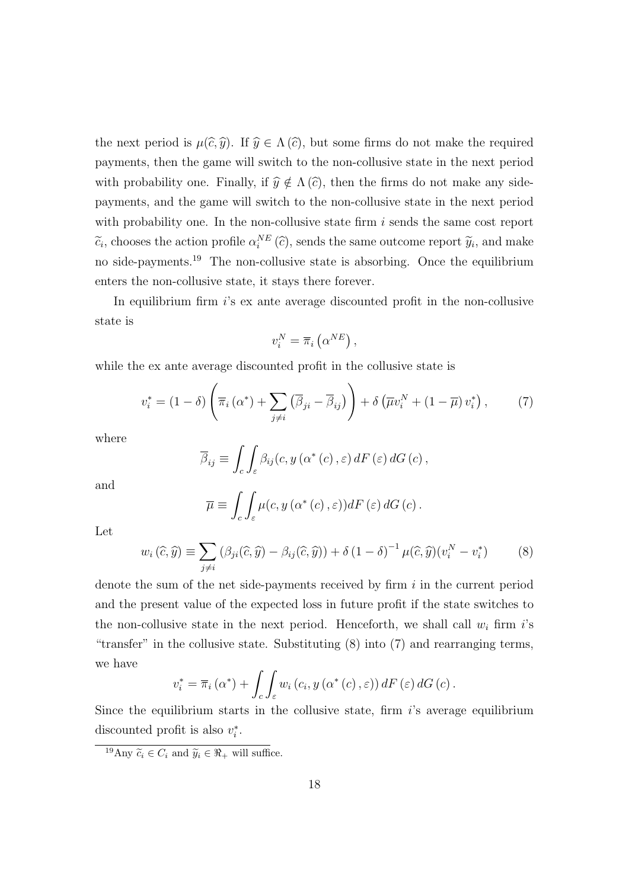the next period is $\mu(\widehat{c},\widehat{y})$. If $\widehat{y} \in \Lambda(\widehat{c})$, but some firms do not make the required payments, then the game will switch to the non-collusive state in the next period with probability one. Finally, if $\widehat{y} \notin \Lambda(\widehat{c})$, then the firms do not make any side-payments, and the game will switch to the non-collusive state in the next period with probability one. In the non-collusive state firm $i$ sends the same cost report $\widetilde{c}_i$, chooses the action profile $\alpha_i^{NE}(\widehat{c})$, sends the same outcome report $\widetilde{y}_i$, and make no side-payments.[19] The non-collusive state is absorbing. Once the equilibrium enters the non-collusive state, it stays there forever.

In equilibrium firm $i$'s ex ante average discounted profit in the non-collusive state is

$$v_i^N = \overline{\pi}_i\left(\alpha^{NE}\right),$$

while the ex ante average discounted profit in the collusive state is

$$v_i^* = (1-\delta)\left(\overline{\pi}_i\left(\alpha^*\right) + \sum_{j \neq i}\left(\overline{\beta}_{ji} - \overline{\beta}_{ij}\right)\right) + \delta\left(\overline{\mu} v_i^N + (1-\overline{\mu})\, v_i^*\right), \tag{7}$$

where

$$\overline{\beta}_{ij} \equiv \int_c \int_\varepsilon \beta_{ij}(c, y\left(\alpha^*\left(c\right), \varepsilon\right) dF\left(\varepsilon\right) dG\left(c\right),$$

and

$$\overline{\mu} \equiv \int_c \int_\varepsilon \mu(c, y\left(\alpha^*\left(c\right), \varepsilon\right)) dF\left(\varepsilon\right) dG\left(c\right).$$

Let

$$w_i\left(\widehat{c},\widehat{y}\right) \equiv \sum_{j \neq i}\left(\beta_{ji}(\widehat{c},\widehat{y}) - \beta_{ij}(\widehat{c},\widehat{y})\right) + \delta\left(1-\delta\right)^{-1}\mu(\widehat{c},\widehat{y})(v_i^N - v_i^*) \tag{8}$$

denote the sum of the net side-payments received by firm $i$ in the current period and the present value of the expected loss in future profit if the state switches to the non-collusive state in the next period. Henceforth, we shall call $w_i$ firm $i$'s "transfer" in the collusive state. Substituting (8) into (7) and rearranging terms, we have

$$v_i^* = \overline{\pi}_i\left(\alpha^*\right) + \int_c \int_\varepsilon w_i\left(c_i, y\left(\alpha^*\left(c\right), \varepsilon\right)\right) dF\left(\varepsilon\right) dG\left(c\right).$$

Since the equilibrium starts in the collusive state, firm $i$'s average equilibrium discounted profit is also $v_i^*$.

[19] Any $\widetilde{c}_i \in C_i$ and $\widetilde{y}_i \in \Re_+$ will suffice.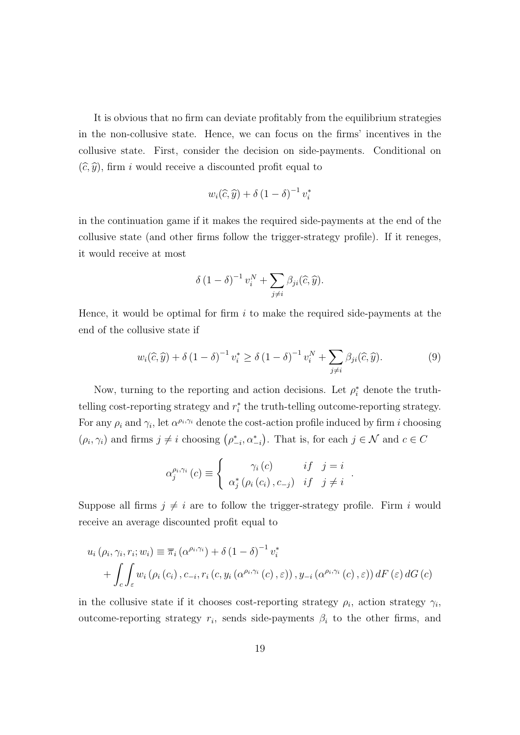It is obvious that no firm can deviate profitably from the equilibrium strategies in the non-collusive state. Hence, we can focus on the firms' incentives in the collusive state. First, consider the decision on side-payments. Conditional on $(\widehat{c}, \widehat{y})$, firm $i$ would receive a discounted profit equal to

$$w_i(\widehat{c}, \widehat{y}) + \delta (1 - \delta)^{-1} v_i^*$$

in the continuation game if it makes the required side-payments at the end of the collusive state (and other firms follow the trigger-strategy profile). If it reneges, it would receive at most

$$\delta (1 - \delta)^{-1} v_i^N + \sum_{j \neq i} \beta_{ji}(\widehat{c}, \widehat{y}).$$

Hence, it would be optimal for firm $i$ to make the required side-payments at the end of the collusive state if

$$w_i(\widehat{c}, \widehat{y}) + \delta (1 - \delta)^{-1} v_i^* \geq \delta (1 - \delta)^{-1} v_i^N + \sum_{j \neq i} \beta_{ji}(\widehat{c}, \widehat{y}). \tag{9}$$

Now, turning to the reporting and action decisions. Let $\rho_i^*$ denote the truth-telling cost-reporting strategy and $r_i^*$ the truth-telling outcome-reporting strategy. For any $\rho_i$ and $\gamma_i$, let $\alpha^{\rho_i, \gamma_i}$ denote the cost-action profile induced by firm $i$ choosing $(\rho_i, \gamma_i)$ and firms $j \neq i$ choosing $\left(\rho_{-i}^*, \alpha_{-i}^*\right)$. That is, for each $j \in \mathcal{N}$ and $c \in C$

$$\alpha_j^{\rho_i, \gamma_i}(c) \equiv \begin{cases} \gamma_i(c) & if \quad j = i \\ \alpha_j^*(\rho_i(c_i), c_{-j}) & if \quad j \neq i \end{cases}.$$

Suppose all firms $j \neq i$ are to follow the trigger-strategy profile. Firm $i$ would receive an average discounted profit equal to

$$\begin{aligned} u_i(\rho_i, \gamma_i, r_i; w_i) &\equiv \overline{\pi}_i\left(\alpha^{\rho_i, \gamma_i}\right) + \delta (1 - \delta)^{-1} v_i^* \\ &+ \int_c \int_\varepsilon w_i\left(\rho_i(c_i), c_{-i}, r_i\left(c, y_i\left(\alpha^{\rho_i, \gamma_i}(c), \varepsilon\right)\right), y_{-i}\left(\alpha^{\rho_i, \gamma_i}(c), \varepsilon\right)\right) dF(\varepsilon)\, dG(c) \end{aligned}$$

in the collusive state if it chooses cost-reporting strategy $\rho_i$, action strategy $\gamma_i$, outcome-reporting strategy $r_i$, sends side-payments $\beta_i$ to the other firms, and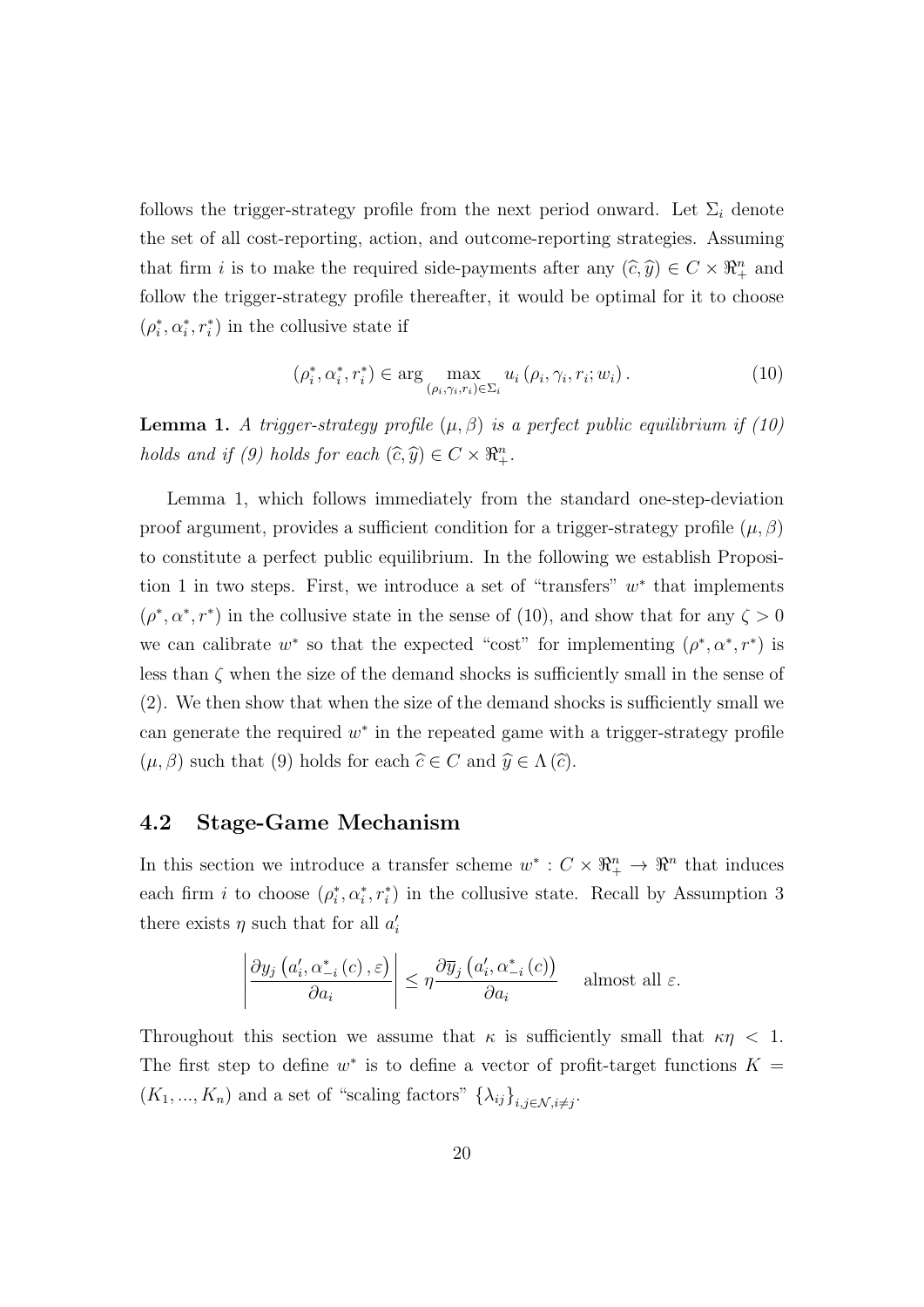follows the trigger-strategy profile from the next period onward. Let $\Sigma_i$ denote the set of all cost-reporting, action, and outcome-reporting strategies. Assuming that firm $i$ is to make the required side-payments after any $(\widehat{c}, \widehat{y}) \in C \times \Re_+^n$ and follow the trigger-strategy profile thereafter, it would be optimal for it to choose $(\rho_i^*, \alpha_i^*, r_i^*)$ in the collusive state if

$$(\rho_i^*, \alpha_i^*, r_i^*) \in \arg \max_{(\rho_i, \gamma_i, r_i) \in \Sigma_i} u_i (\rho_i, \gamma_i, r_i; w_i). \tag{10}$$

**Lemma 1.** *A trigger-strategy profile $(\mu, \beta)$ is a perfect public equilibrium if (10) holds and if (9) holds for each $(\widehat{c}, \widehat{y}) \in C \times \Re_+^n$.*

Lemma 1, which follows immediately from the standard one-step-deviation proof argument, provides a sufficient condition for a trigger-strategy profile $(\mu, \beta)$ to constitute a perfect public equilibrium. In the following we establish Proposition 1 in two steps. First, we introduce a set of "transfers" $w^*$ that implements $(\rho^*, \alpha^*, r^*)$ in the collusive state in the sense of (10), and show that for any $\zeta > 0$ we can calibrate $w^*$ so that the expected "cost" for implementing $(\rho^*, \alpha^*, r^*)$ is less than $\zeta$ when the size of the demand shocks is sufficiently small in the sense of (2). We then show that when the size of the demand shocks is sufficiently small we can generate the required $w^*$ in the repeated game with a trigger-strategy profile $(\mu, \beta)$ such that (9) holds for each $\widehat{c} \in C$ and $\widehat{y} \in \Lambda(\widehat{c})$.

## 4.2 Stage-Game Mechanism

In this section we introduce a transfer scheme $w^* : C \times \Re_+^n \to \Re^n$ that induces each firm $i$ to choose $(\rho_i^*, \alpha_i^*, r_i^*)$ in the collusive state. Recall by Assumption 3 there exists $\eta$ such that for all $a_i'$

$$\left| \frac{\partial y_j \left(a_i', \alpha_{-i}^* (c), \varepsilon\right)}{\partial a_i} \right| \leq \eta \frac{\partial \overline{y}_j \left(a_i', \alpha_{-i}^* (c)\right)}{\partial a_i} \quad \text{almost all } \varepsilon.$$

Throughout this section we assume that $\kappa$ is sufficiently small that $\kappa\eta < 1$. The first step to define $w^*$ is to define a vector of profit-target functions $K = (K_1, ..., K_n)$ and a set of "scaling factors" $\{\lambda_{ij}\}_{i,j \in \mathcal{N}, i \neq j}$.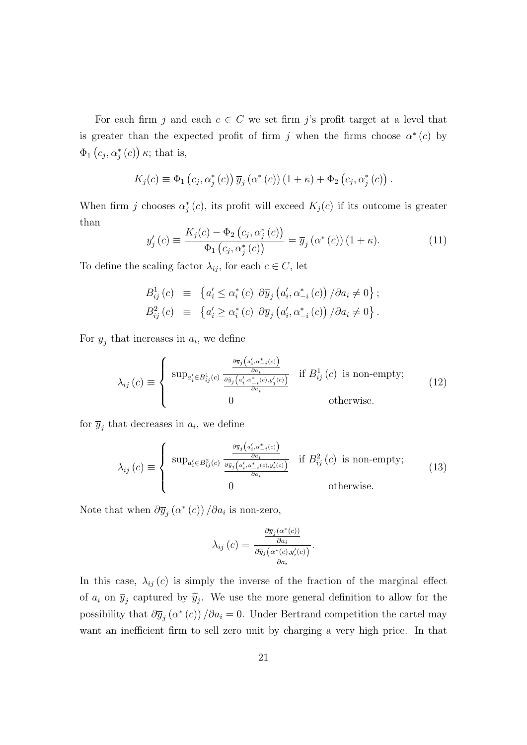For each firm $j$ and each $c \in C$ we set firm $j$'s profit target at a level that is greater than the expected profit of firm $j$ when the firms choose $\alpha^*(c)$ by $\Phi_1\left(c_j, \alpha_j^*(c)\right)\kappa$; that is,

$$K_j(c) \equiv \Phi_1\left(c_j, \alpha_j^*(c)\right)\overline{y}_j\left(\alpha^*(c)\right)(1+\kappa) + \Phi_2\left(c_j, \alpha_j^*(c)\right).$$

When firm $j$ chooses $\alpha_j^*(c)$, its profit will exceed $K_j(c)$ if its outcome is greater than

$$y_j'(c) \equiv \frac{K_j(c) - \Phi_2\left(c_j, \alpha_j^*(c)\right)}{\Phi_1\left(c_j, \alpha_j^*(c)\right)} = \overline{y}_j\left(\alpha^*(c)\right)(1+\kappa). \tag{11}$$

To define the scaling factor $\lambda_{ij}$, for each $c \in C$, let

$$\begin{aligned} B_{ij}^1(c) &\equiv \left\{a_i' \leq \alpha_i^*(c) \,|\, \partial\overline{y}_j\left(a_i', \alpha_{-i}^*(c)\right)/\partial a_i \neq 0\right\}; \\ B_{ij}^2(c) &\equiv \left\{a_i' \geq \alpha_i^*(c) \,|\, \partial\overline{y}_j\left(a_i', \alpha_{-i}^*(c)\right)/\partial a_i \neq 0\right\}. \end{aligned}$$

For $\overline{y}_j$ that increases in $a_i$, we define

$$\lambda_{ij}(c) \equiv \begin{cases} \sup_{a_i' \in B_{ij}^1(c)} \dfrac{\frac{\partial\overline{y}_j\left(a_i', \alpha_{-i}^*(c)\right)}{\partial a_i}}{\frac{\partial\widetilde{y}_j\left(a_i', \alpha_{-i}^*(c), y_j'(c)\right)}{\partial a_i}} & \text{if } B_{ij}^1(c) \text{ is non-empty;} \\ 0 & \text{otherwise.} \end{cases} \tag{12}$$

for $\overline{y}_j$ that decreases in $a_i$, we define

$$\lambda_{ij}(c) \equiv \begin{cases} \sup_{a_i' \in B_{ij}^2(c)} \dfrac{\frac{\partial\overline{y}_j\left(a_i', \alpha_{-i}^*(c)\right)}{\partial a_i}}{\frac{\partial\widetilde{y}_j\left(a_i', \alpha_{-i}^*(c), y_i'(c)\right)}{\partial a_i}} & \text{if } B_{ij}^2(c) \text{ is non-empty;} \\ 0 & \text{otherwise.} \end{cases} \tag{13}$$

Note that when $\partial\overline{y}_j\left(\alpha^*(c)\right)/\partial a_i$ is non-zero,

$$\lambda_{ij}(c) = \frac{\frac{\partial\overline{y}_j(\alpha^*(c))}{\partial a_i}}{\frac{\partial\widetilde{y}_j\left(\alpha^*(c), y_i'(c)\right)}{\partial a_i}}.$$

In this case, $\lambda_{ij}(c)$ is simply the inverse of the fraction of the marginal effect of $a_i$ on $\overline{y}_j$ captured by $\widetilde{y}_j$. We use the more general definition to allow for the possibility that $\partial\overline{y}_j\left(\alpha^*(c)\right)/\partial a_i = 0$. Under Bertrand competition the cartel may want an inefficient firm to sell zero unit by charging a very high price. In that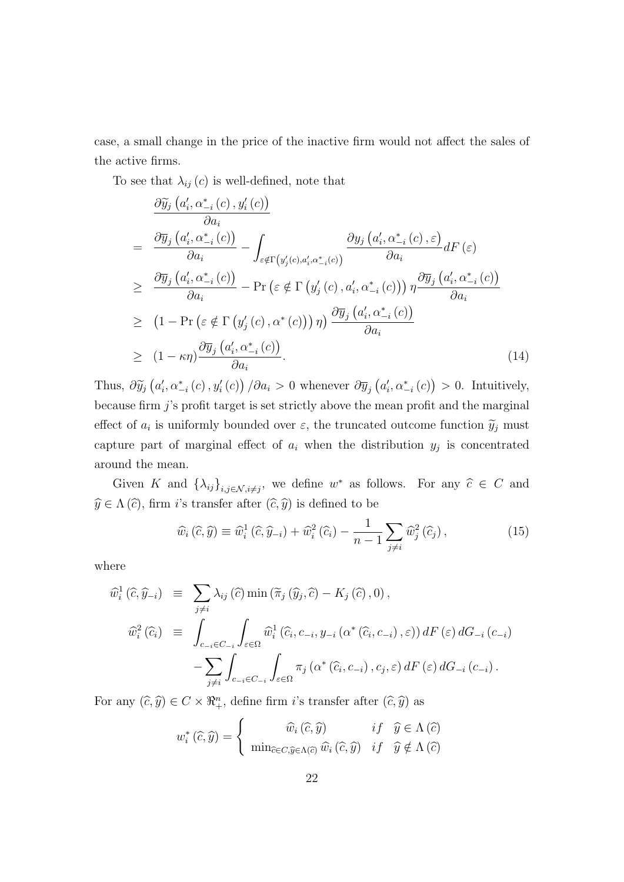case, a small change in the price of the inactive firm would not affect the sales of the active firms.

To see that $\lambda_{ij}(c)$ is well-defined, note that

$$
\begin{aligned}
& \frac{\partial \widetilde{y}_j\left(a_i', \alpha_{-i}^*(c), y_i'(c)\right)}{\partial a_i} \\
= \; & \frac{\partial \overline{y}_j\left(a_i', \alpha_{-i}^*(c)\right)}{\partial a_i} - \int_{\varepsilon \notin \Gamma\left(y_j'(c), a_i', \alpha_{-i}^*(c)\right)} \frac{\partial y_j\left(a_i', \alpha_{-i}^*(c), \varepsilon\right)}{\partial a_i} dF(\varepsilon) \\
\geq \; & \frac{\partial \overline{y}_j\left(a_i', \alpha_{-i}^*(c)\right)}{\partial a_i} - \Pr\left(\varepsilon \notin \Gamma\left(y_j'(c), a_i', \alpha_{-i}^*(c)\right)\right) \eta \frac{\partial \overline{y}_j\left(a_i', \alpha_{-i}^*(c)\right)}{\partial a_i} \\
\geq \; & \left(1 - \Pr\left(\varepsilon \notin \Gamma\left(y_j'(c), \alpha^*(c)\right)\right) \eta\right) \frac{\partial \overline{y}_j\left(a_i', \alpha_{-i}^*(c)\right)}{\partial a_i} \\
\geq \; & (1 - \kappa\eta) \frac{\partial \overline{y}_j\left(a_i', \alpha_{-i}^*(c)\right)}{\partial a_i}.
\end{aligned} \tag{14}
$$

Thus, $\partial \widetilde{y}_j\left(a_i', \alpha_{-i}^*(c), y_i'(c)\right)/\partial a_i > 0$ whenever $\partial \overline{y}_j\left(a_i', \alpha_{-i}^*(c)\right) > 0$. Intuitively, because firm $j$'s profit target is set strictly above the mean profit and the marginal effect of $a_i$ is uniformly bounded over $\varepsilon$, the truncated outcome function $\widetilde{y}_j$ must capture part of marginal effect of $a_i$ when the distribution $y_j$ is concentrated around the mean.

Given $K$ and $\{\lambda_{ij}\}_{i,j \in \mathcal{N}, i \neq j}$, we define $w^*$ as follows. For any $\widehat{c} \in C$ and $\widehat{y} \in \Lambda(\widehat{c})$, firm $i$'s transfer after $(\widehat{c}, \widehat{y})$ is defined to be

$$
\widehat{w}_i(\widehat{c}, \widehat{y}) \equiv \widehat{w}_i^1(\widehat{c}, \widehat{y}_{-i}) + \widehat{w}_i^2(\widehat{c}_i) - \frac{1}{n-1} \sum_{j \neq i} \widehat{w}_j^2(\widehat{c}_j), \tag{15}
$$

where

$$
\begin{aligned}
\widehat{w}_i^1(\widehat{c}, \widehat{y}_{-i}) \; &\equiv \; \sum_{j \neq i} \lambda_{ij}(\widehat{c}) \min\left(\widetilde{\pi}_j(\widehat{y}_j, \widehat{c}) - K_j(\widehat{c}), 0\right), \\
\widehat{w}_i^2(\widehat{c}_i) \; &\equiv \; \int_{c_{-i} \in C_{-i}} \int_{\varepsilon \in \Omega} \widehat{w}_i^1\left(\widehat{c}_i, c_{-i}, y_{-i}\left(\alpha^*(\widehat{c}_i, c_{-i}), \varepsilon\right)\right) dF(\varepsilon)\, dG_{-i}(c_{-i}) \\
& \quad - \sum_{j \neq i} \int_{c_{-i} \in C_{-i}} \int_{\varepsilon \in \Omega} \pi_j\left(\alpha^*(\widehat{c}_i, c_{-i}), c_j, \varepsilon\right) dF(\varepsilon)\, dG_{-i}(c_{-i}).
\end{aligned}
$$

For any $(\widehat{c}, \widehat{y}) \in C \times \Re_+^n$, define firm $i$'s transfer after $(\widehat{c}, \widehat{y})$ as

$$
w_i^*(\widehat{c}, \widehat{y}) = \begin{cases} \widehat{w}_i(\widehat{c}, \widehat{y}) & if \quad \widehat{y} \in \Lambda(\widehat{c}) \\ \min_{\widehat{c} \in C, \widehat{y} \in \Lambda(\widehat{c})} \widehat{w}_i(\widehat{c}, \widehat{y}) & if \quad \widehat{y} \notin \Lambda(\widehat{c}) \end{cases}
$$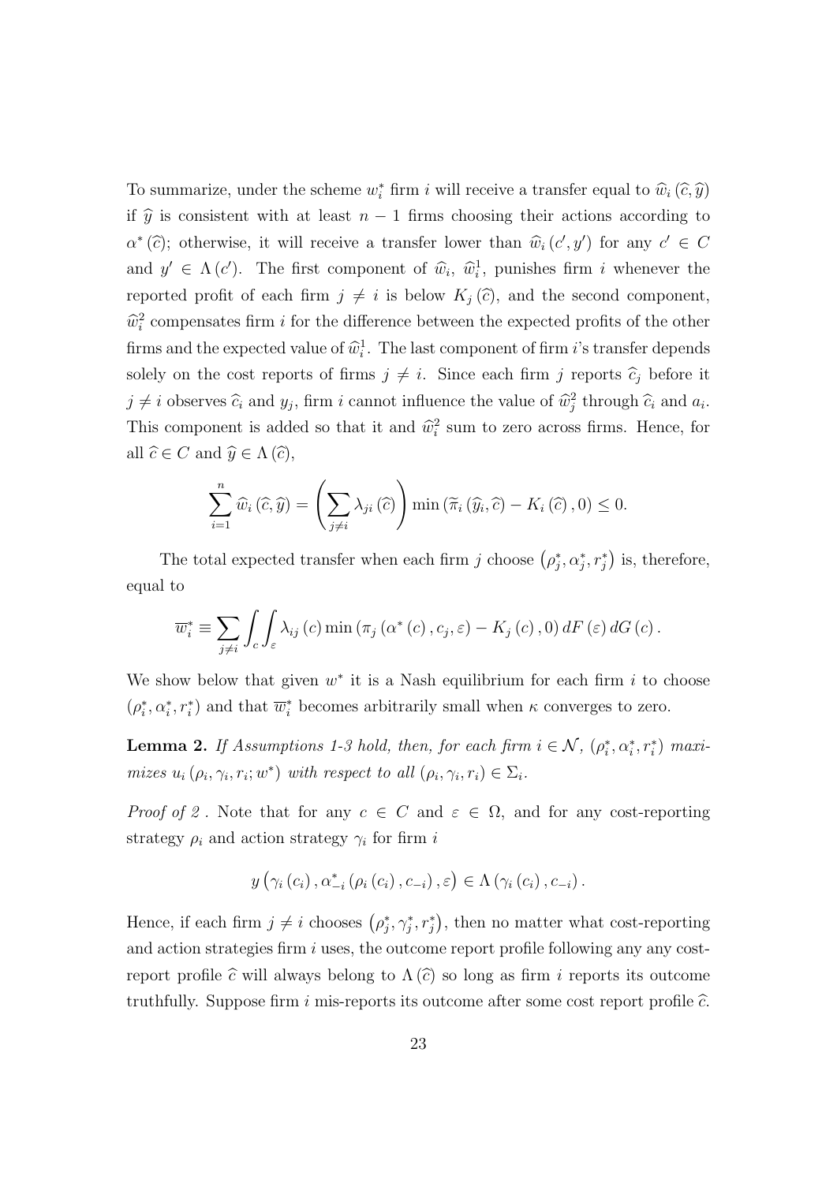To summarize, under the scheme $w_i^*$ firm $i$ will receive a transfer equal to $\widehat{w}_i(\widehat{c},\widehat{y})$ if $\widehat{y}$ is consistent with at least $n-1$ firms choosing their actions according to $\alpha^*(\widehat{c})$; otherwise, it will receive a transfer lower than $\widehat{w}_i(c',y')$ for any $c' \in C$ and $y' \in \Lambda(c')$. The first component of $\widehat{w}_i$, $\widehat{w}_i^1$, punishes firm $i$ whenever the reported profit of each firm $j \neq i$ is below $K_j(\widehat{c})$, and the second component, $\widehat{w}_i^2$ compensates firm $i$ for the difference between the expected profits of the other firms and the expected value of $\widehat{w}_i^1$. The last component of firm $i$'s transfer depends solely on the cost reports of firms $j \neq i$. Since each firm $j$ reports $\widehat{c}_j$ before it $j \neq i$ observes $\widehat{c}_i$ and $y_j$, firm $i$ cannot influence the value of $\widehat{w}_j^2$ through $\widehat{c}_i$ and $a_i$. This component is added so that it and $\widehat{w}_i^2$ sum to zero across firms. Hence, for all $\widehat{c} \in C$ and $\widehat{y} \in \Lambda(\widehat{c})$,

$$\sum_{i=1}^{n} \widehat{w}_i(\widehat{c},\widehat{y}) = \left(\sum_{j\neq i} \lambda_{ji}(\widehat{c})\right) \min\left(\widetilde{\pi}_i(\widehat{y}_i,\widehat{c}) - K_i(\widehat{c}),0\right) \leq 0.$$

The total expected transfer when each firm $j$ choose $\left(\rho_j^*,\alpha_j^*,r_j^*\right)$ is, therefore, equal to

$$\overline{w}_i^* \equiv \sum_{j\neq i} \int_c \int_\varepsilon \lambda_{ij}(c) \min\left(\pi_j\left(\alpha^*(c),c_j,\varepsilon\right) - K_j(c),0\right) dF(\varepsilon)\, dG(c).$$

We show below that given $w^*$ it is a Nash equilibrium for each firm $i$ to choose $(\rho_i^*,\alpha_i^*,r_i^*)$ and that $\overline{w}_i^*$ becomes arbitrarily small when $\kappa$ converges to zero.

**Lemma 2.** *If Assumptions 1-3 hold, then, for each firm $i \in \mathcal{N}$, $(\rho_i^*,\alpha_i^*,r_i^*)$ maximizes $u_i(\rho_i,\gamma_i,r_i;w^*)$ with respect to all $(\rho_i,\gamma_i,r_i) \in \Sigma_i$.*

*Proof of 2* . Note that for any $c \in C$ and $\varepsilon \in \Omega$, and for any cost-reporting strategy $\rho_i$ and action strategy $\gamma_i$ for firm $i$

$$y\left(\gamma_i(c_i),\alpha_{-i}^*\left(\rho_i(c_i),c_{-i}\right),\varepsilon\right) \in \Lambda\left(\gamma_i(c_i),c_{-i}\right).$$

Hence, if each firm $j \neq i$ chooses $\left(\rho_j^*,\gamma_j^*,r_j^*\right)$, then no matter what cost-reporting and action strategies firm $i$ uses, the outcome report profile following any any cost-report profile $\widehat{c}$ will always belong to $\Lambda(\widehat{c})$ so long as firm $i$ reports its outcome truthfully. Suppose firm $i$ mis-reports its outcome after some cost report profile $\widehat{c}$.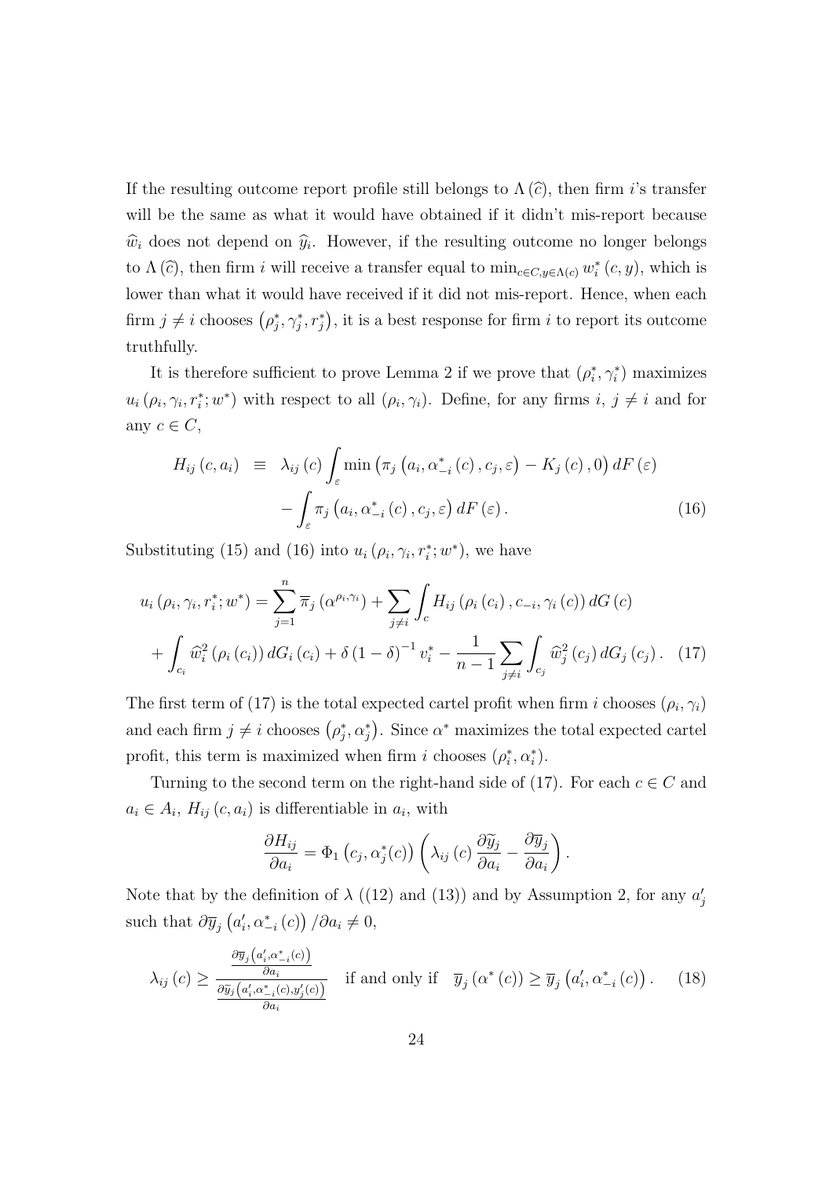If the resulting outcome report profile still belongs to $\Lambda(\widehat{c})$, then firm $i$'s transfer will be the same as what it would have obtained if it didn't mis-report because $\widehat{w}_i$ does not depend on $\widehat{y}_i$. However, if the resulting outcome no longer belongs to $\Lambda(\widehat{c})$, then firm $i$ will receive a transfer equal to $\min_{c \in C, y \in \Lambda(c)} w_i^*(c, y)$, which is lower than what it would have received if it did not mis-report. Hence, when each firm $j \neq i$ chooses $\left(\rho_j^*, \gamma_j^*, r_j^*\right)$, it is a best response for firm $i$ to report its outcome truthfully.

It is therefore sufficient to prove Lemma 2 if we prove that $(\rho_i^*, \gamma_i^*)$ maximizes $u_i(\rho_i, \gamma_i, r_i^*; w^*)$ with respect to all $(\rho_i, \gamma_i)$. Define, for any firms $i$, $j \neq i$ and for any $c \in C$,

$$
\begin{aligned}
H_{ij}(c, a_i) \equiv{} & \lambda_{ij}(c) \int_{\varepsilon} \min\left(\pi_j\left(a_i, \alpha_{-i}^*(c), c_j, \varepsilon\right) - K_j(c), 0\right) dF(\varepsilon) \\
& - \int_{\varepsilon} \pi_j\left(a_i, \alpha_{-i}^*(c), c_j, \varepsilon\right) dF(\varepsilon). \qquad (16)
\end{aligned}
$$

Substituting (15) and (16) into $u_i(\rho_i, \gamma_i, r_i^*; w^*)$, we have

$$
\begin{aligned}
u_i(\rho_i, \gamma_i, r_i^*; w^*) ={} & \sum_{j=1}^{n} \overline{\pi}_j\left(\alpha^{\rho_i, \gamma_i}\right) + \sum_{j \neq i} \int_c H_{ij}\left(\rho_i(c_i), c_{-i}, \gamma_i(c)\right) dG(c) \\
& + \int_{c_i} \widehat{w}_i^2\left(\rho_i(c_i)\right) dG_i(c_i) + \delta(1-\delta)^{-1} v_i^* - \frac{1}{n-1} \sum_{j \neq i} \int_{c_j} \widehat{w}_j^2(c_j) \, dG_j(c_j). \quad (17)
\end{aligned}
$$

The first term of (17) is the total expected cartel profit when firm $i$ chooses $(\rho_i, \gamma_i)$ and each firm $j \neq i$ chooses $\left(\rho_j^*, \alpha_j^*\right)$. Since $\alpha^*$ maximizes the total expected cartel profit, this term is maximized when firm $i$ chooses $(\rho_i^*, \alpha_i^*)$.

Turning to the second term on the right-hand side of (17). For each $c \in C$ and $a_i \in A_i$, $H_{ij}(c, a_i)$ is differentiable in $a_i$, with

$$
\frac{\partial H_{ij}}{\partial a_i} = \Phi_1\left(c_j, \alpha_j^*(c)\right)\left(\lambda_{ij}(c) \frac{\partial \widetilde{y}_j}{\partial a_i} - \frac{\partial \overline{y}_j}{\partial a_i}\right).
$$

Note that by the definition of $\lambda$ ((12) and (13)) and by Assumption 2, for any $a_j'$ such that $\partial \overline{y}_j\left(a_i', \alpha_{-i}^*(c)\right) / \partial a_i \neq 0$,

$$
\lambda_{ij}(c) \geq \frac{\frac{\partial \overline{y}_j\left(a_i', \alpha_{-i}^*(c)\right)}{\partial a_i}}{\frac{\partial \widetilde{y}_j\left(a_i', \alpha_{-i}^*(c), y_j'(c)\right)}{\partial a_i}} \quad \text{if and only if} \quad \overline{y}_j\left(\alpha^*(c)\right) \geq \overline{y}_j\left(a_i', \alpha_{-i}^*(c)\right). \qquad (18)
$$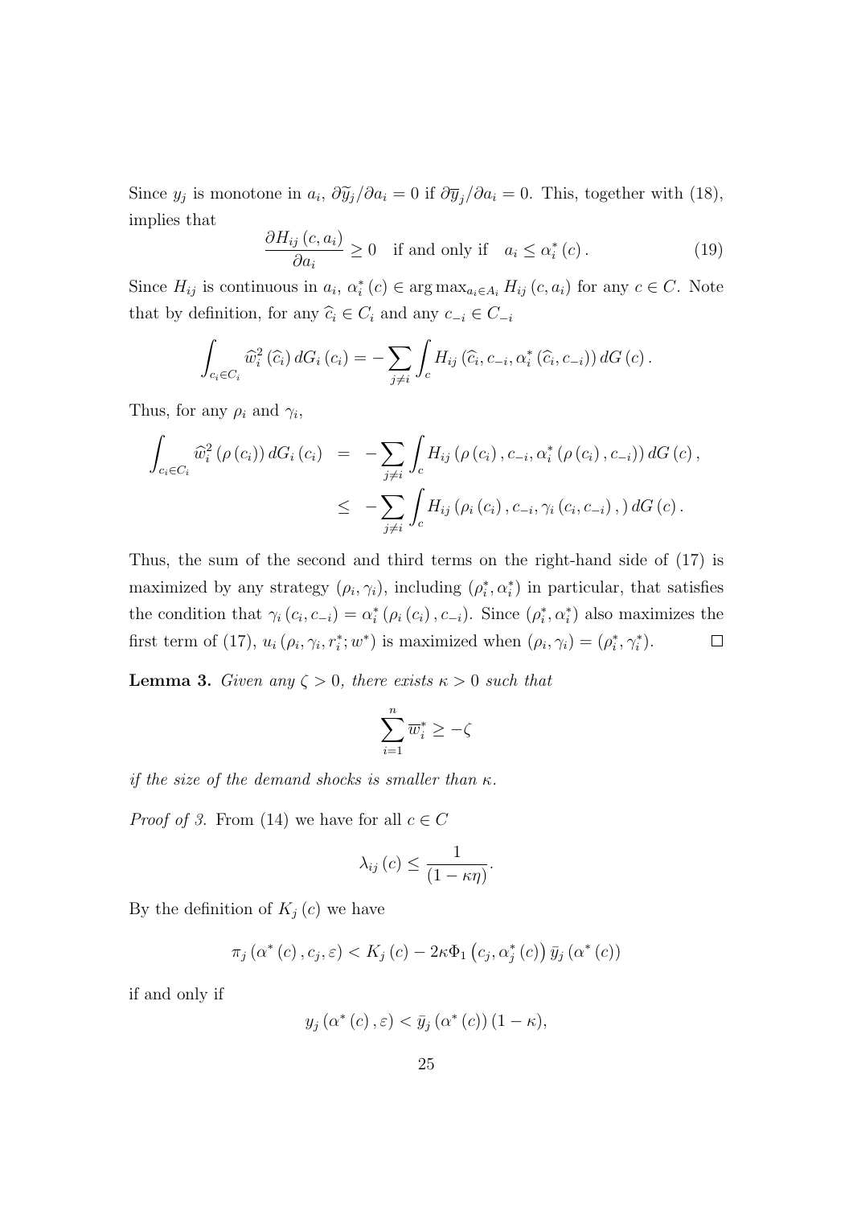Since $y_j$ is monotone in $a_i$, $\partial \widetilde{y}_j / \partial a_i = 0$ if $\partial \overline{y}_j / \partial a_i = 0$. This, together with (18), implies that

$$\frac{\partial H_{ij}(c, a_i)}{\partial a_i} \geq 0 \quad \text{if and only if} \quad a_i \leq \alpha_i^*(c). \tag{19}$$

Since $H_{ij}$ is continuous in $a_i$, $\alpha_i^*(c) \in \arg\max_{a_i \in A_i} H_{ij}(c, a_i)$ for any $c \in C$. Note that by definition, for any $\widehat{c}_i \in C_i$ and any $c_{-i} \in C_{-i}$

$$\int_{c_i \in C_i} \widehat{w}_i^2(\widehat{c}_i)\, dG_i(c_i) = -\sum_{j \neq i} \int_c H_{ij}(\widehat{c}_i, c_{-i}, \alpha_i^*(\widehat{c}_i, c_{-i}))\, dG(c).$$

Thus, for any $\rho_i$ and $\gamma_i$,

$$\begin{aligned}
\int_{c_i \in C_i} \widehat{w}_i^2(\rho(c_i))\, dG_i(c_i) &= -\sum_{j \neq i} \int_c H_{ij}(\rho(c_i), c_{-i}, \alpha_i^*(\rho(c_i), c_{-i}))\, dG(c), \\
&\leq -\sum_{j \neq i} \int_c H_{ij}(\rho_i(c_i), c_{-i}, \gamma_i(c_i, c_{-i}),)\, dG(c).
\end{aligned}$$

Thus, the sum of the second and third terms on the right-hand side of (17) is maximized by any strategy $(\rho_i, \gamma_i)$, including $(\rho_i^*, \alpha_i^*)$ in particular, that satisfies the condition that $\gamma_i(c_i, c_{-i}) = \alpha_i^*(\rho_i(c_i), c_{-i})$. Since $(\rho_i^*, \alpha_i^*)$ also maximizes the first term of (17), $u_i(\rho_i, \gamma_i, r_i^*; w^*)$ is maximized when $(\rho_i, \gamma_i) = (\rho_i^*, \gamma_i^*)$. $\square$

**Lemma 3.** *Given any $\zeta > 0$, there exists $\kappa > 0$ such that*

$$\sum_{i=1}^{n} \overline{w}_i^* \geq -\zeta$$

*if the size of the demand shocks is smaller than $\kappa$.*

*Proof of 3.* From (14) we have for all $c \in C$

$$\lambda_{ij}(c) \leq \frac{1}{(1 - \kappa\eta)}.$$

By the definition of $K_j(c)$ we have

$$\pi_j(\alpha^*(c), c_j, \varepsilon) < K_j(c) - 2\kappa\Phi_1(c_j, \alpha_j^*(c))\, \bar{y}_j(\alpha^*(c))$$

if and only if

$$y_j(\alpha^*(c), \varepsilon) < \bar{y}_j(\alpha^*(c))(1 - \kappa),$$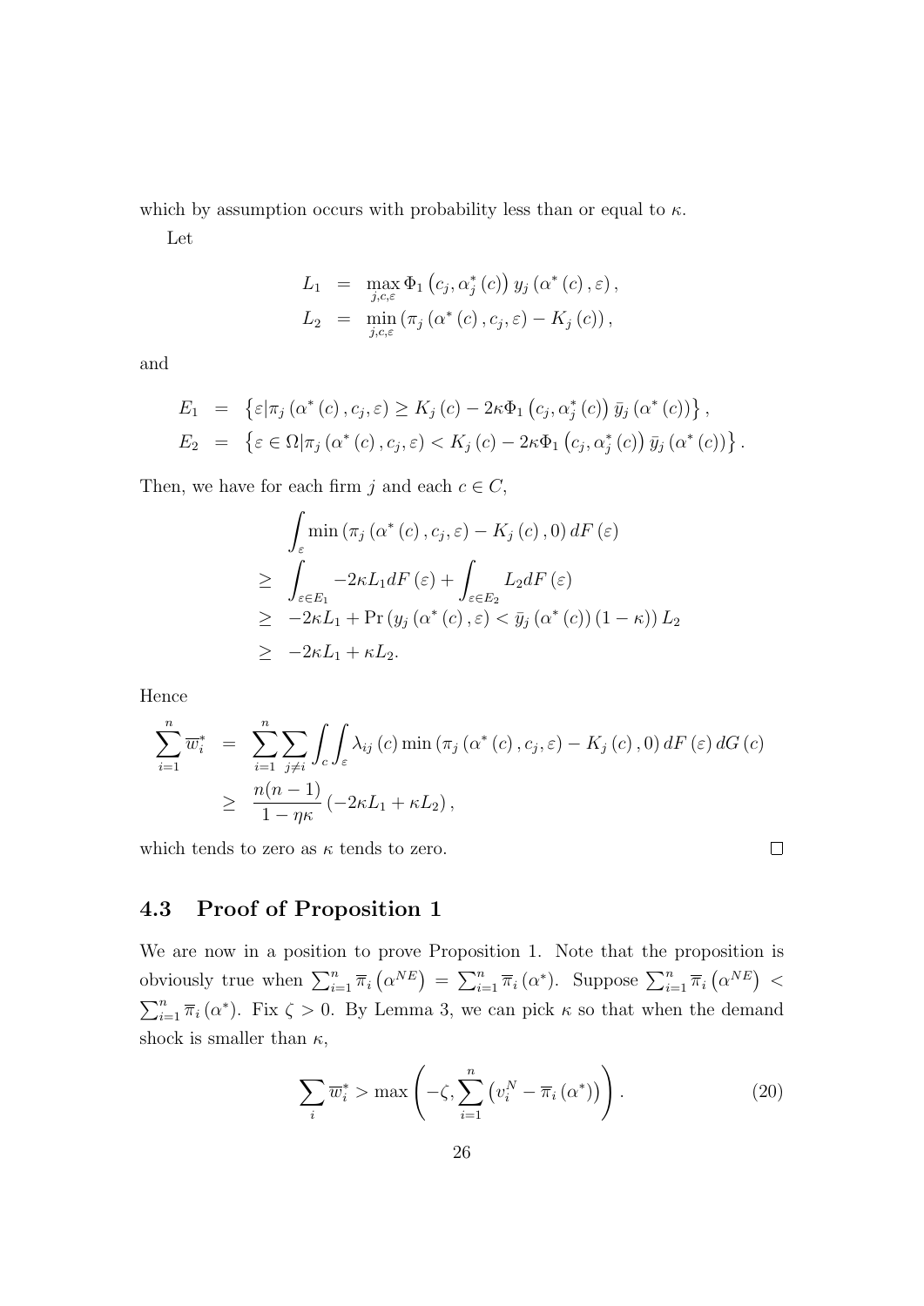which by assumption occurs with probability less than or equal to $\kappa$.

Let

$$
\begin{aligned}
L_1 &= \max_{j,c,\varepsilon} \Phi_1\left(c_j, \alpha_j^*(c)\right) y_j\left(\alpha^*(c), \varepsilon\right), \\
L_2 &= \min_{j,c,\varepsilon} \left(\pi_j\left(\alpha^*(c), c_j, \varepsilon\right) - K_j(c)\right),
\end{aligned}
$$

and

$$
\begin{aligned}
E_1 &= \left\{\varepsilon | \pi_j\left(\alpha^*(c), c_j, \varepsilon\right) \geq K_j(c) - 2\kappa \Phi_1\left(c_j, \alpha_j^*(c)\right) \bar{y}_j\left(\alpha^*(c)\right)\right\}, \\
E_2 &= \left\{\varepsilon \in \Omega | \pi_j\left(\alpha^*(c), c_j, \varepsilon\right) < K_j(c) - 2\kappa \Phi_1\left(c_j, \alpha_j^*(c)\right) \bar{y}_j\left(\alpha^*(c)\right)\right\}.
\end{aligned}
$$

Then, we have for each firm $j$ and each $c \in C$,

$$
\begin{aligned}
& \int_{\varepsilon} \min\left(\pi_j\left(\alpha^*(c), c_j, \varepsilon\right) - K_j(c), 0\right) dF(\varepsilon) \\
\geq \; & \int_{\varepsilon \in E_1} -2\kappa L_1 dF(\varepsilon) + \int_{\varepsilon \in E_2} L_2 dF(\varepsilon) \\
\geq \; & -2\kappa L_1 + \Pr\left(y_j\left(\alpha^*(c), \varepsilon\right) < \bar{y}_j\left(\alpha^*(c)\right)(1-\kappa)\right) L_2 \\
\geq \; & -2\kappa L_1 + \kappa L_2.
\end{aligned}
$$

Hence

$$
\begin{aligned}
\sum_{i=1}^{n} \overline{w}_i^* &= \sum_{i=1}^{n} \sum_{j \neq i} \int_c \int_{\varepsilon} \lambda_{ij}(c) \min\left(\pi_j\left(\alpha^*(c), c_j, \varepsilon\right) - K_j(c), 0\right) dF(\varepsilon)\, dG(c) \\
&\geq \frac{n(n-1)}{1-\eta\kappa}\left(-2\kappa L_1 + \kappa L_2\right),
\end{aligned}
$$

which tends to zero as $\kappa$ tends to zero. $\square$

## 4.3 Proof of Proposition 1

We are now in a position to prove Proposition 1. Note that the proposition is obviously true when $\sum_{i=1}^n \overline{\pi}_i\left(\alpha^{NE}\right) = \sum_{i=1}^n \overline{\pi}_i\left(\alpha^*\right)$. Suppose $\sum_{i=1}^n \overline{\pi}_i\left(\alpha^{NE}\right) < \sum_{i=1}^n \overline{\pi}_i\left(\alpha^*\right)$. Fix $\zeta > 0$. By Lemma 3, we can pick $\kappa$ so that when the demand shock is smaller than $\kappa$,

$$
\sum_i \overline{w}_i^* > \max\left(-\zeta, \sum_{i=1}^{n}\left(v_i^N - \overline{\pi}_i\left(\alpha^*\right)\right)\right). \tag{20}
$$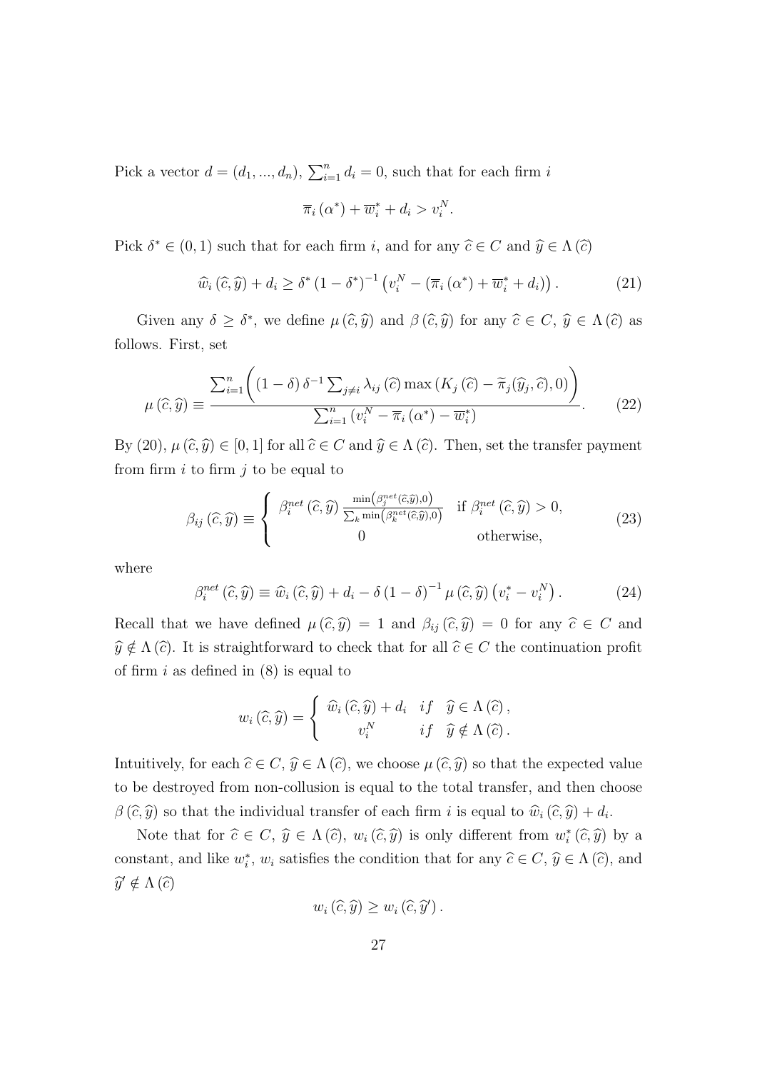Pick a vector $d = (d_1, ..., d_n)$, $\sum_{i=1}^{n} d_i = 0$, such that for each firm $i$

$$\overline{\pi}_i(\alpha^*) + \overline{w}_i^* + d_i > v_i^N.$$

Pick $\delta^* \in (0,1)$ such that for each firm $i$, and for any $\widehat{c} \in C$ and $\widehat{y} \in \Lambda(\widehat{c})$

$$\widehat{w}_i(\widehat{c}, \widehat{y}) + d_i \geq \delta^* (1 - \delta^*)^{-1} \left( v_i^N - (\overline{\pi}_i(\alpha^*) + \overline{w}_i^* + d_i) \right). \tag{21}$$

Given any $\delta \geq \delta^*$, we define $\mu(\widehat{c}, \widehat{y})$ and $\beta(\widehat{c}, \widehat{y})$ for any $\widehat{c} \in C$, $\widehat{y} \in \Lambda(\widehat{c})$ as follows. First, set

$$\mu(\widehat{c}, \widehat{y}) \equiv \frac{\sum_{i=1}^{n} \left( (1 - \delta) \delta^{-1} \sum_{j \neq i} \lambda_{ij}(\widehat{c}) \max\left(K_j(\widehat{c}) - \widetilde{\pi}_j(\widehat{y}_j, \widehat{c}), 0\right) \right)}{\sum_{i=1}^{n} \left( v_i^N - \overline{\pi}_i(\alpha^*) - \overline{w}_i^* \right)}. \tag{22}$$

By (20), $\mu(\widehat{c}, \widehat{y}) \in [0,1]$ for all $\widehat{c} \in C$ and $\widehat{y} \in \Lambda(\widehat{c})$. Then, set the transfer payment from firm $i$ to firm $j$ to be equal to

$$\beta_{ij}(\widehat{c}, \widehat{y}) \equiv \begin{cases} \beta_i^{net}(\widehat{c}, \widehat{y}) \frac{\min\left(\beta_j^{net}(\widehat{c}, \widehat{y}), 0\right)}{\sum_k \min\left(\beta_k^{net}(\widehat{c}, \widehat{y}), 0\right)} & \text{if } \beta_i^{net}(\widehat{c}, \widehat{y}) > 0, \\ 0 & \text{otherwise,} \end{cases} \tag{23}$$

where

$$\beta_i^{net}(\widehat{c}, \widehat{y}) \equiv \widehat{w}_i(\widehat{c}, \widehat{y}) + d_i - \delta (1 - \delta)^{-1} \mu(\widehat{c}, \widehat{y}) \left( v_i^* - v_i^N \right). \tag{24}$$

Recall that we have defined $\mu(\widehat{c}, \widehat{y}) = 1$ and $\beta_{ij}(\widehat{c}, \widehat{y}) = 0$ for any $\widehat{c} \in C$ and $\widehat{y} \notin \Lambda(\widehat{c})$. It is straightforward to check that for all $\widehat{c} \in C$ the continuation profit of firm $i$ as defined in (8) is equal to

$$w_i(\widehat{c}, \widehat{y}) = \begin{cases} \widehat{w}_i(\widehat{c}, \widehat{y}) + d_i & if \quad \widehat{y} \in \Lambda(\widehat{c}), \\ v_i^N & if \quad \widehat{y} \notin \Lambda(\widehat{c}). \end{cases}$$

Intuitively, for each $\widehat{c} \in C$, $\widehat{y} \in \Lambda(\widehat{c})$, we choose $\mu(\widehat{c}, \widehat{y})$ so that the expected value to be destroyed from non-collusion is equal to the total transfer, and then choose $\beta(\widehat{c}, \widehat{y})$ so that the individual transfer of each firm $i$ is equal to $\widehat{w}_i(\widehat{c}, \widehat{y}) + d_i$.

Note that for $\widehat{c} \in C$, $\widehat{y} \in \Lambda(\widehat{c})$, $w_i(\widehat{c}, \widehat{y})$ is only different from $w_i^*(\widehat{c}, \widehat{y})$ by a constant, and like $w_i^*$, $w_i$ satisfies the condition that for any $\widehat{c} \in C$, $\widehat{y} \in \Lambda(\widehat{c})$, and $\widehat{y}' \notin \Lambda(\widehat{c})$

$$w_i(\widehat{c}, \widehat{y}) \geq w_i(\widehat{c}, \widehat{y}').$$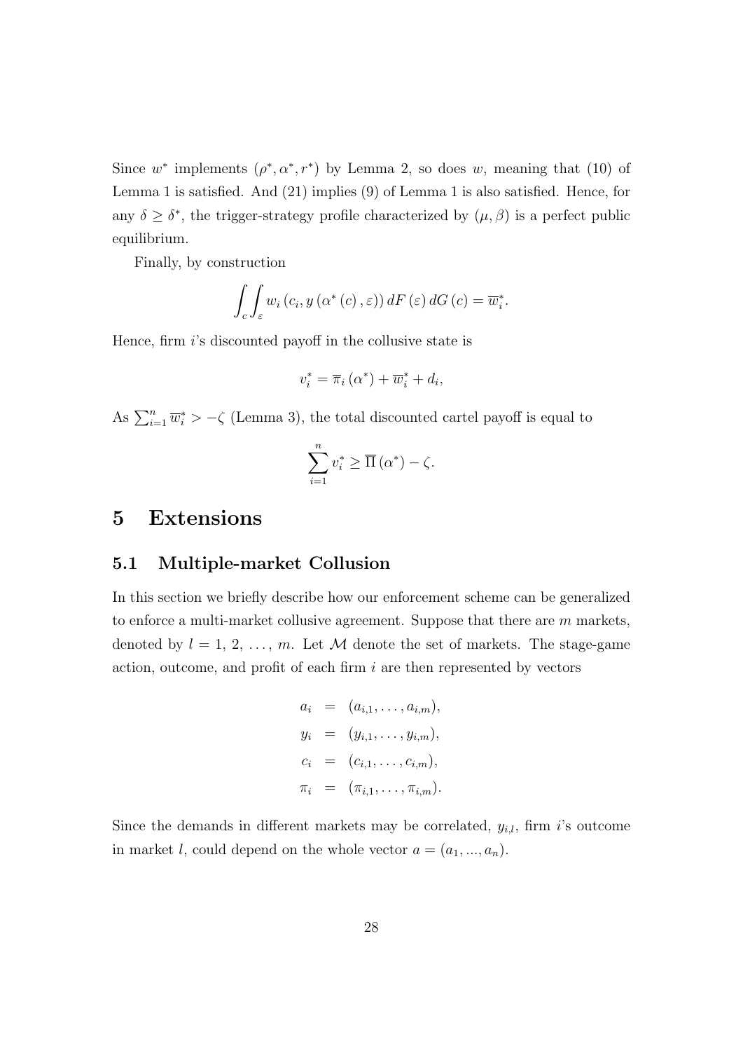Since $w^*$ implements $(\rho^*, \alpha^*, r^*)$ by Lemma 2, so does $w$, meaning that (10) of Lemma 1 is satisfied. And (21) implies (9) of Lemma 1 is also satisfied. Hence, for any $\delta \geq \delta^*$, the trigger-strategy profile characterized by $(\mu, \beta)$ is a perfect public equilibrium.

Finally, by construction

$$\int_c \int_\varepsilon w_i \left(c_i, y\left(\alpha^*\left(c\right), \varepsilon\right)\right) dF\left(\varepsilon\right) dG\left(c\right) = \overline{w}_i^*.$$

Hence, firm $i$'s discounted payoff in the collusive state is

$$v_i^* = \overline{\pi}_i\left(\alpha^*\right) + \overline{w}_i^* + d_i,$$

As $\sum_{i=1}^n \overline{w}_i^* > -\zeta$ (Lemma 3), the total discounted cartel payoff is equal to

$$\sum_{i=1}^n v_i^* \geq \overline{\Pi}\left(\alpha^*\right) - \zeta.$$

# 5 Extensions

## 5.1 Multiple-market Collusion

In this section we briefly describe how our enforcement scheme can be generalized to enforce a multi-market collusive agreement. Suppose that there are $m$ markets, denoted by $l = 1, 2, \ldots, m$. Let $\mathcal{M}$ denote the set of markets. The stage-game action, outcome, and profit of each firm $i$ are then represented by vectors

$$\begin{aligned} a_i &= (a_{i,1}, \ldots, a_{i,m}), \\ y_i &= (y_{i,1}, \ldots, y_{i,m}), \\ c_i &= (c_{i,1}, \ldots, c_{i,m}), \\ \pi_i &= (\pi_{i,1}, \ldots, \pi_{i,m}). \end{aligned}$$

Since the demands in different markets may be correlated, $y_{i,l}$, firm $i$'s outcome in market $l$, could depend on the whole vector $a = (a_1, ..., a_n)$.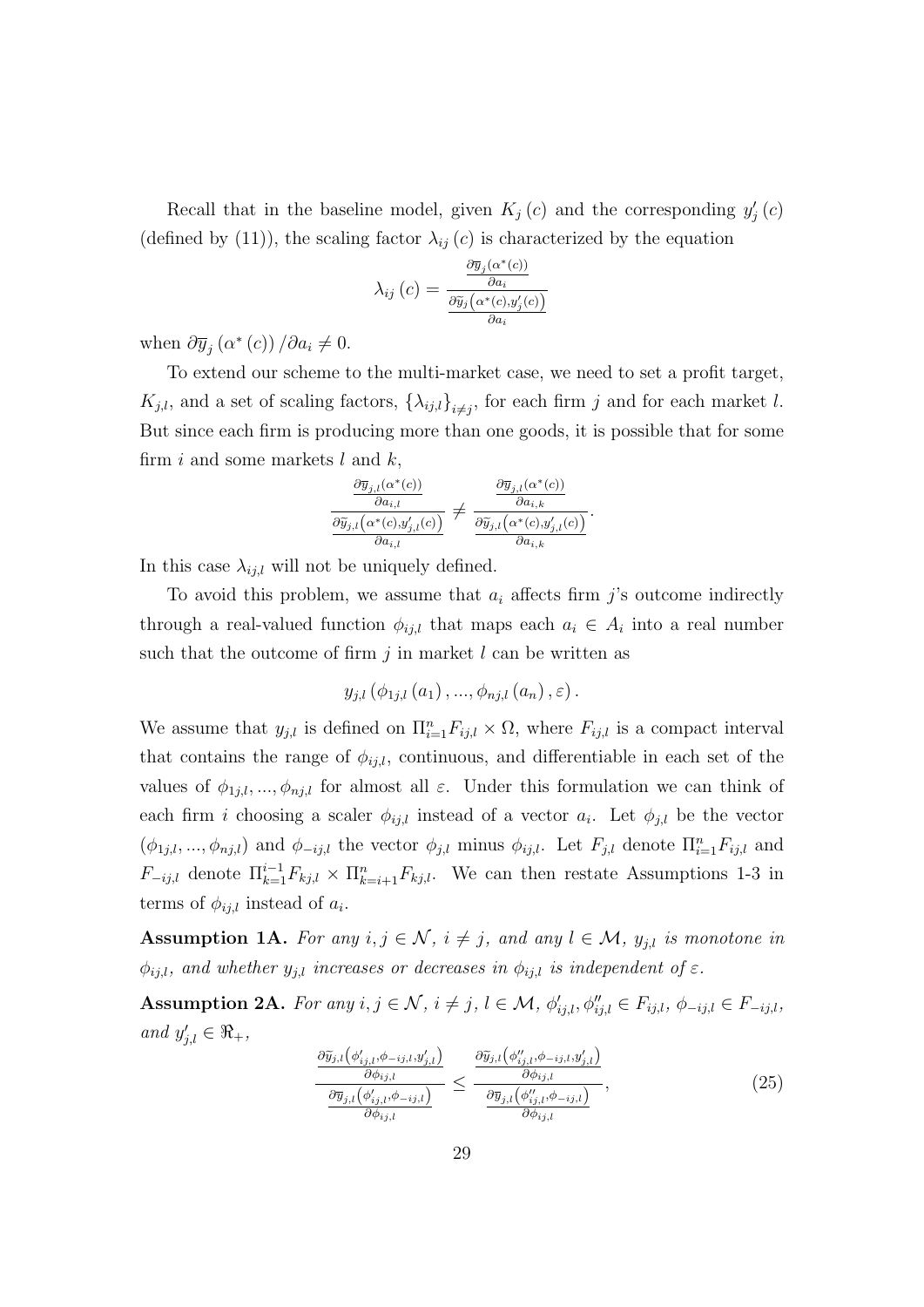Recall that in the baseline model, given $K_j(c)$ and the corresponding $y_j'(c)$ (defined by (11)), the scaling factor $\lambda_{ij}(c)$ is characterized by the equation

$$\lambda_{ij}(c) = \frac{\frac{\partial \overline{y}_j(\alpha^*(c))}{\partial a_i}}{\frac{\partial \widetilde{y}_j\left(\alpha^*(c), y_j'(c)\right)}{\partial a_i}}$$

when $\partial \overline{y}_j(\alpha^*(c)) / \partial a_i \neq 0$.

To extend our scheme to the multi-market case, we need to set a profit target, $K_{j,l}$, and a set of scaling factors, $\{\lambda_{ij,l}\}_{i \neq j}$, for each firm $j$ and for each market $l$. But since each firm is producing more than one goods, it is possible that for some firm $i$ and some markets $l$ and $k$,

$$\frac{\frac{\partial \overline{y}_{j,l}(\alpha^*(c))}{\partial a_{i,l}}}{\frac{\partial \widetilde{y}_{j,l}\left(\alpha^*(c), y_{j,l}'(c)\right)}{\partial a_{i,l}}} \neq \frac{\frac{\partial \overline{y}_{j,l}(\alpha^*(c))}{\partial a_{i,k}}}{\frac{\partial \widetilde{y}_{j,l}\left(\alpha^*(c), y_{j,l}'(c)\right)}{\partial a_{i,k}}}.$$

In this case $\lambda_{ij,l}$ will not be uniquely defined.

To avoid this problem, we assume that $a_i$ affects firm $j$'s outcome indirectly through a real-valued function $\phi_{ij,l}$ that maps each $a_i \in A_i$ into a real number such that the outcome of firm $j$ in market $l$ can be written as

$$y_{j,l}\left(\phi_{1j,l}(a_1), ..., \phi_{nj,l}(a_n), \varepsilon\right).$$

We assume that $y_{j,l}$ is defined on $\Pi_{i=1}^n F_{ij,l} \times \Omega$, where $F_{ij,l}$ is a compact interval that contains the range of $\phi_{ij,l}$, continuous, and differentiable in each set of the values of $\phi_{1j,l}, ..., \phi_{nj,l}$ for almost all $\varepsilon$. Under this formulation we can think of each firm $i$ choosing a scaler $\phi_{ij,l}$ instead of a vector $a_i$. Let $\phi_{j,l}$ be the vector $(\phi_{1j,l}, ..., \phi_{nj,l})$ and $\phi_{-ij,l}$ the vector $\phi_{j,l}$ minus $\phi_{ij,l}$. Let $F_{j,l}$ denote $\Pi_{i=1}^n F_{ij,l}$ and $F_{-ij,l}$ denote $\Pi_{k=1}^{i-1} F_{kj,l} \times \Pi_{k=i+1}^n F_{kj,l}$. We can then restate Assumptions 1-3 in terms of $\phi_{ij,l}$ instead of $a_i$.

**Assumption 1A.** *For any $i, j \in \mathcal{N}$, $i \neq j$, and any $l \in \mathcal{M}$, $y_{j,l}$ is monotone in $\phi_{ij,l}$, and whether $y_{j,l}$ increases or decreases in $\phi_{ij,l}$ is independent of $\varepsilon$.*

**Assumption 2A.** *For any $i, j \in \mathcal{N}$, $i \neq j$, $l \in \mathcal{M}$, $\phi_{ij,l}', \phi_{ij,l}'' \in F_{ij,l}$, $\phi_{-ij,l} \in F_{-ij,l}$, and $y_{j,l}' \in \Re_+$,*

$$\frac{\frac{\partial \widetilde{y}_{j,l}\left(\phi_{ij,l}', \phi_{-ij,l}, y_{j,l}'\right)}{\partial \phi_{ij,l}}}{\frac{\partial \overline{y}_{j,l}\left(\phi_{ij,l}', \phi_{-ij,l}\right)}{\partial \phi_{ij,l}}} \leq \frac{\frac{\partial \widetilde{y}_{j,l}\left(\phi_{ij,l}'', \phi_{-ij,l}, y_{j,l}'\right)}{\partial \phi_{ij,l}}}{\frac{\partial \overline{y}_{j,l}\left(\phi_{ij,l}'', \phi_{-ij,l}\right)}{\partial \phi_{ij,l}}}, \tag{25}$$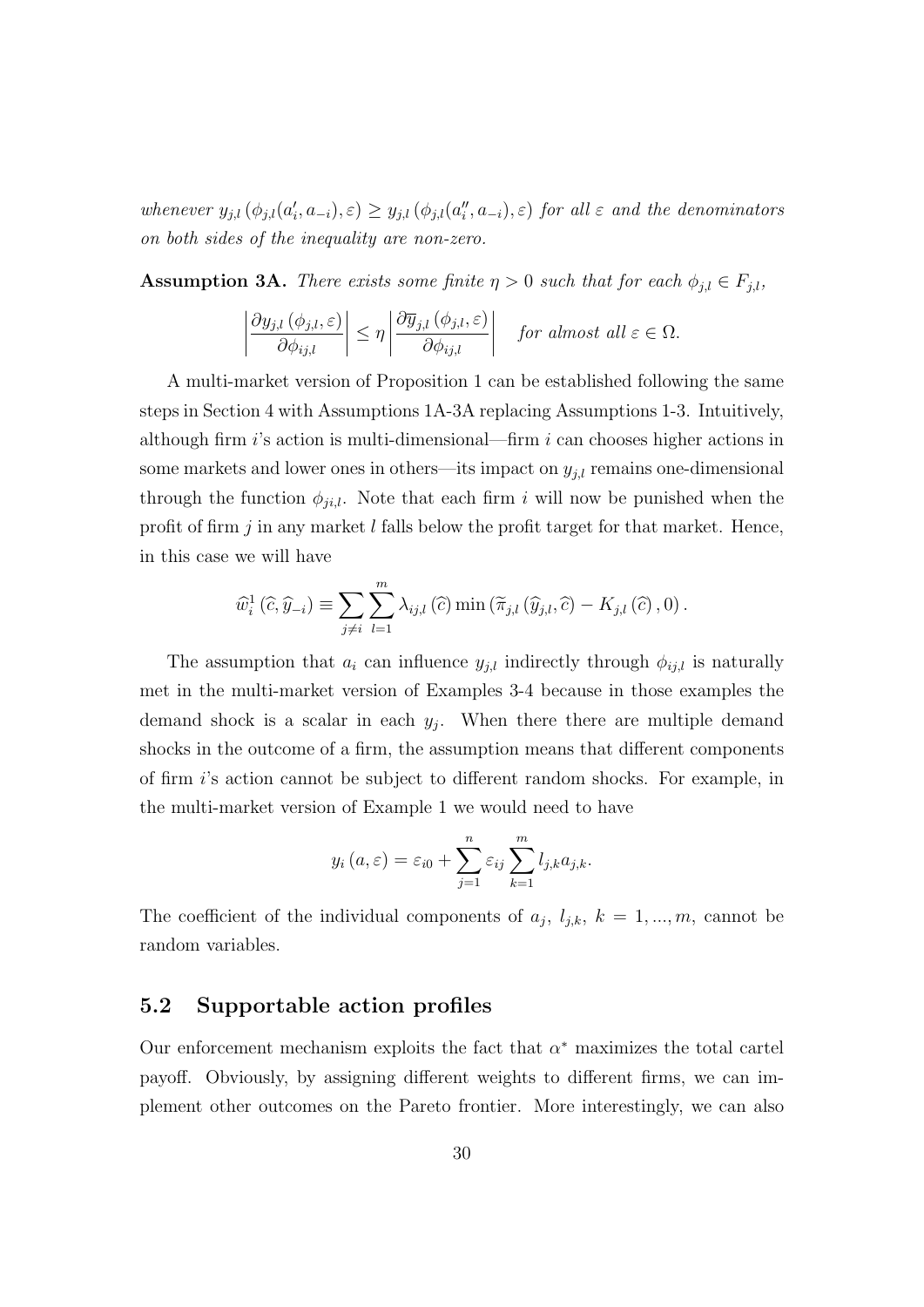*whenever* $y_{j,l}(\phi_{j,l}(a_i', a_{-i}), \varepsilon) \geq y_{j,l}(\phi_{j,l}(a_i'', a_{-i}), \varepsilon)$ *for all* $\varepsilon$ *and the denominators on both sides of the inequality are non-zero.*

**Assumption 3A.** *There exists some finite* $\eta > 0$ *such that for each* $\phi_{j,l} \in F_{j,l}$,

$$\left| \frac{\partial y_{j,l}(\phi_{j,l}, \varepsilon)}{\partial \phi_{ij,l}} \right| \leq \eta \left| \frac{\partial \overline{y}_{j,l}(\phi_{j,l}, \varepsilon)}{\partial \phi_{ij,l}} \right| \quad \textit{for almost all } \varepsilon \in \Omega.$$

A multi-market version of Proposition 1 can be established following the same steps in Section 4 with Assumptions 1A-3A replacing Assumptions 1-3. Intuitively, although firm $i$'s action is multi-dimensional—firm $i$ can chooses higher actions in some markets and lower ones in others—its impact on $y_{j,l}$ remains one-dimensional through the function $\phi_{ji,l}$. Note that each firm $i$ will now be punished when the profit of firm $j$ in any market $l$ falls below the profit target for that market. Hence, in this case we will have

$$\widehat{w}_i^1(\widehat{c}, \widehat{y}_{-i}) \equiv \sum_{j \neq i} \sum_{l=1}^{m} \lambda_{ij,l}(\widehat{c}) \min\left(\widetilde{\pi}_{j,l}(\widehat{y}_{j,l}, \widehat{c}) - K_{j,l}(\widehat{c}), 0\right).$$

The assumption that $a_i$ can influence $y_{j,l}$ indirectly through $\phi_{ij,l}$ is naturally met in the multi-market version of Examples 3-4 because in those examples the demand shock is a scalar in each $y_j$. When there there are multiple demand shocks in the outcome of a firm, the assumption means that different components of firm $i$'s action cannot be subject to different random shocks. For example, in the multi-market version of Example 1 we would need to have

$$y_i(a, \varepsilon) = \varepsilon_{i0} + \sum_{j=1}^{n} \varepsilon_{ij} \sum_{k=1}^{m} l_{j,k} a_{j,k}.$$

The coefficient of the individual components of $a_j$, $l_{j,k}$, $k = 1, ..., m$, cannot be random variables.

## 5.2 Supportable action profiles

Our enforcement mechanism exploits the fact that $\alpha^*$ maximizes the total cartel payoff. Obviously, by assigning different weights to different firms, we can implement other outcomes on the Pareto frontier. More interestingly, we can also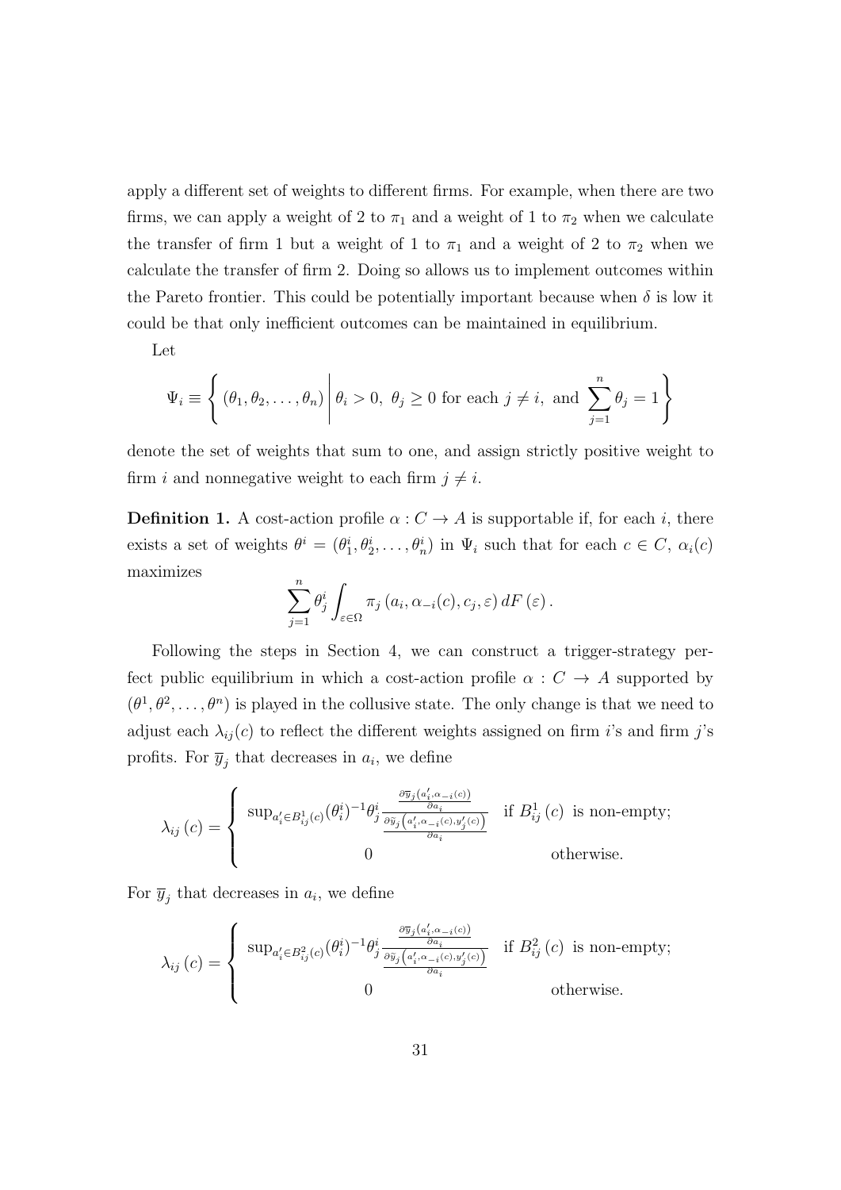apply a different set of weights to different firms. For example, when there are two firms, we can apply a weight of 2 to $\pi_1$ and a weight of 1 to $\pi_2$ when we calculate the transfer of firm 1 but a weight of 1 to $\pi_1$ and a weight of 2 to $\pi_2$ when we calculate the transfer of firm 2. Doing so allows us to implement outcomes within the Pareto frontier. This could be potentially important because when $\delta$ is low it could be that only inefficient outcomes can be maintained in equilibrium.

Let

$$\Psi_i \equiv \left\{ (\theta_1, \theta_2, \ldots, \theta_n) \,\middle|\, \theta_i > 0,\ \theta_j \geq 0 \text{ for each } j \neq i, \text{ and } \sum_{j=1}^{n} \theta_j = 1 \right\}$$

denote the set of weights that sum to one, and assign strictly positive weight to firm $i$ and nonnegative weight to each firm $j \neq i$.

**Definition 1.** A cost-action profile $\alpha : C \to A$ is supportable if, for each $i$, there exists a set of weights $\theta^i = (\theta^i_1, \theta^i_2, \ldots, \theta^i_n)$ in $\Psi_i$ such that for each $c \in C$, $\alpha_i(c)$ maximizes

$$\sum_{j=1}^{n} \theta^i_j \int_{\varepsilon \in \Omega} \pi_j \left(a_i, \alpha_{-i}(c), c_j, \varepsilon\right) dF\left(\varepsilon\right).$$

Following the steps in Section 4, we can construct a trigger-strategy perfect public equilibrium in which a cost-action profile $\alpha : C \to A$ supported by $(\theta^1, \theta^2, \ldots, \theta^n)$ is played in the collusive state. The only change is that we need to adjust each $\lambda_{ij}(c)$ to reflect the different weights assigned on firm $i$'s and firm $j$'s profits. For $\overline{y}_j$ that decreases in $a_i$, we define

$$\lambda_{ij}\left(c\right) = \begin{cases} \sup_{a'_i \in B^1_{ij}(c)} (\theta^i_i)^{-1} \theta^i_j \dfrac{\frac{\partial \overline{y}_j\left(a'_i, \alpha_{-i}(c)\right)}{\partial a_i}}{\frac{\partial \widetilde{y}_j\left(a'_i, \alpha_{-i}(c), y'_j(c)\right)}{\partial a_i}} & \text{if } B^1_{ij}\left(c\right) \text{ is non-empty;} \\ 0 & \text{otherwise.} \end{cases}$$

For $\overline{y}_j$ that decreases in $a_i$, we define

$$\lambda_{ij}\left(c\right) = \begin{cases} \sup_{a'_i \in B^2_{ij}(c)} (\theta^i_i)^{-1} \theta^i_j \dfrac{\frac{\partial \overline{y}_j\left(a'_i, \alpha_{-i}(c)\right)}{\partial a_i}}{\frac{\partial \widetilde{y}_j\left(a'_i, \alpha_{-i}(c), y'_j(c)\right)}{\partial a_i}} & \text{if } B^2_{ij}\left(c\right) \text{ is non-empty;} \\ 0 & \text{otherwise.} \end{cases}$$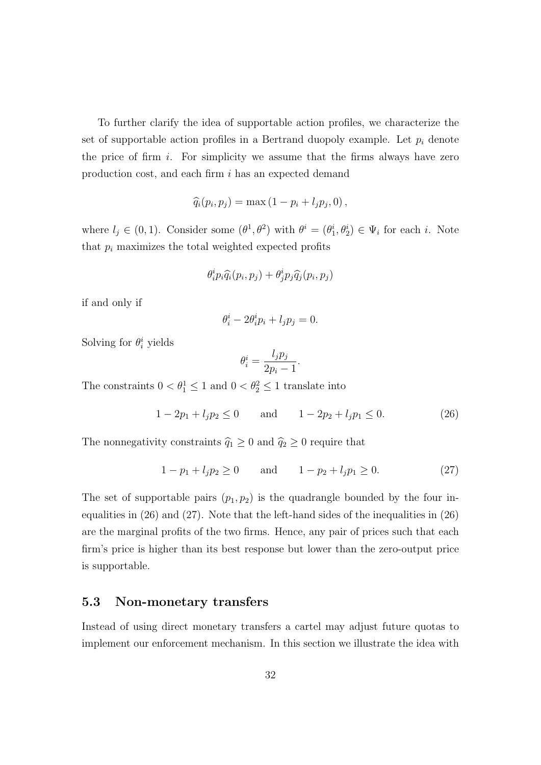To further clarify the idea of supportable action profiles, we characterize the set of supportable action profiles in a Bertrand duopoly example. Let $p_i$ denote the price of firm $i$. For simplicity we assume that the firms always have zero production cost, and each firm $i$ has an expected demand

$$\widehat{q}_i(p_i, p_j) = \max(1 - p_i + l_j p_j, 0),$$

where $l_j \in (0, 1)$. Consider some $(\theta^1, \theta^2)$ with $\theta^i = (\theta_1^i, \theta_2^i) \in \Psi_i$ for each $i$. Note that $p_i$ maximizes the total weighted expected profits

$$\theta_i^i p_i \widehat{q}_i(p_i, p_j) + \theta_j^i p_j \widehat{q}_j(p_i, p_j)$$

if and only if

$$\theta_i^i - 2\theta_i^i p_i + l_j p_j = 0.$$

Solving for $\theta_i^i$ yields

$$\theta_i^i = \frac{l_j p_j}{2p_i - 1}.$$

The constraints $0 < \theta_1^1 \leq 1$ and $0 < \theta_2^2 \leq 1$ translate into

$$1 - 2p_1 + l_j p_2 \leq 0 \qquad \text{and} \qquad 1 - 2p_2 + l_j p_1 \leq 0. \tag{26}$$

The nonnegativity constraints $\widehat{q}_1 \geq 0$ and $\widehat{q}_2 \geq 0$ require that

$$1 - p_1 + l_j p_2 \geq 0 \qquad \text{and} \qquad 1 - p_2 + l_j p_1 \geq 0. \tag{27}$$

The set of supportable pairs $(p_1, p_2)$ is the quadrangle bounded by the four inequalities in (26) and (27). Note that the left-hand sides of the inequalities in (26) are the marginal profits of the two firms. Hence, any pair of prices such that each firm's price is higher than its best response but lower than the zero-output price is supportable.

### 5.3 Non-monetary transfers

Instead of using direct monetary transfers a cartel may adjust future quotas to implement our enforcement mechanism. In this section we illustrate the idea with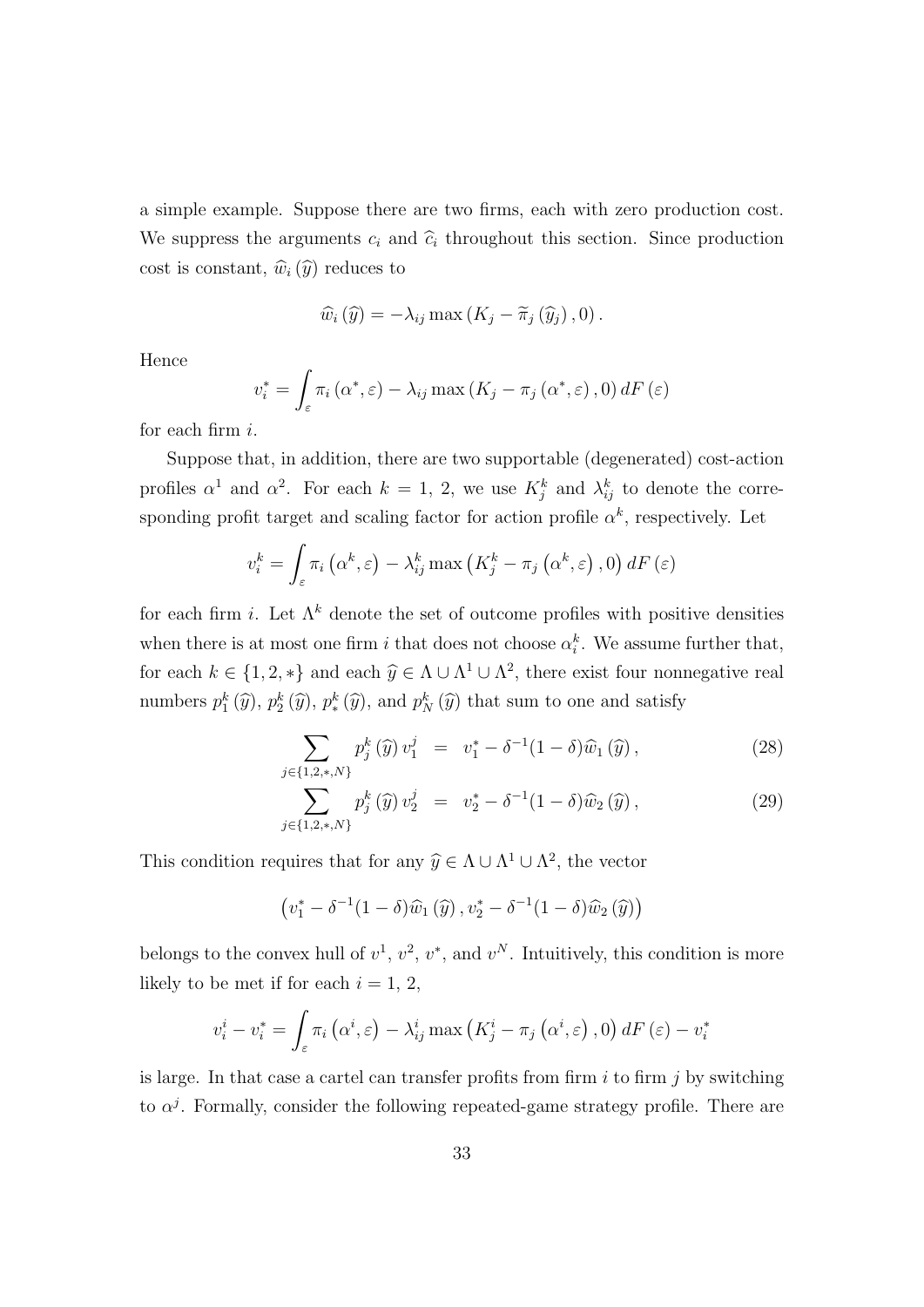a simple example. Suppose there are two firms, each with zero production cost. We suppress the arguments $c_i$ and $\widehat{c}_i$ throughout this section. Since production cost is constant, $\widehat{w}_i(\widehat{y})$ reduces to

$$\widehat{w}_i(\widehat{y}) = -\lambda_{ij} \max(K_j - \widetilde{\pi}_j(\widehat{y}_j), 0).$$

Hence

$$v_i^* = \int_\varepsilon \pi_i(\alpha^*, \varepsilon) - \lambda_{ij} \max(K_j - \pi_j(\alpha^*, \varepsilon), 0)\, dF(\varepsilon)$$

for each firm $i$.

Suppose that, in addition, there are two supportable (degenerated) cost-action profiles $\alpha^1$ and $\alpha^2$. For each $k = 1, 2$, we use $K_j^k$ and $\lambda_{ij}^k$ to denote the corresponding profit target and scaling factor for action profile $\alpha^k$, respectively. Let

$$v_i^k = \int_\varepsilon \pi_i(\alpha^k, \varepsilon) - \lambda_{ij}^k \max(K_j^k - \pi_j(\alpha^k, \varepsilon), 0)\, dF(\varepsilon)$$

for each firm $i$. Let $\Lambda^k$ denote the set of outcome profiles with positive densities when there is at most one firm $i$ that does not choose $\alpha_i^k$. We assume further that, for each $k \in \{1, 2, *\}$ and each $\widehat{y} \in \Lambda \cup \Lambda^1 \cup \Lambda^2$, there exist four nonnegative real numbers $p_1^k(\widehat{y})$, $p_2^k(\widehat{y})$, $p_*^k(\widehat{y})$, and $p_N^k(\widehat{y})$ that sum to one and satisfy

$$\sum_{j \in \{1,2,*,N\}} p_j^k(\widehat{y})\, v_1^j = v_1^* - \delta^{-1}(1-\delta)\widehat{w}_1(\widehat{y}), \tag{28}$$

$$\sum_{j \in \{1,2,*,N\}} p_j^k(\widehat{y})\, v_2^j = v_2^* - \delta^{-1}(1-\delta)\widehat{w}_2(\widehat{y}), \tag{29}$$

This condition requires that for any $\widehat{y} \in \Lambda \cup \Lambda^1 \cup \Lambda^2$, the vector

$$\left(v_1^* - \delta^{-1}(1-\delta)\widehat{w}_1(\widehat{y}), v_2^* - \delta^{-1}(1-\delta)\widehat{w}_2(\widehat{y})\right)$$

belongs to the convex hull of $v^1$, $v^2$, $v^*$, and $v^N$. Intuitively, this condition is more likely to be met if for each $i = 1, 2$,

$$v_i^i - v_i^* = \int_\varepsilon \pi_i(\alpha^i, \varepsilon) - \lambda_{ij}^i \max(K_j^i - \pi_j(\alpha^i, \varepsilon), 0)\, dF(\varepsilon) - v_i^*$$

is large. In that case a cartel can transfer profits from firm $i$ to firm $j$ by switching to $\alpha^j$. Formally, consider the following repeated-game strategy profile. There are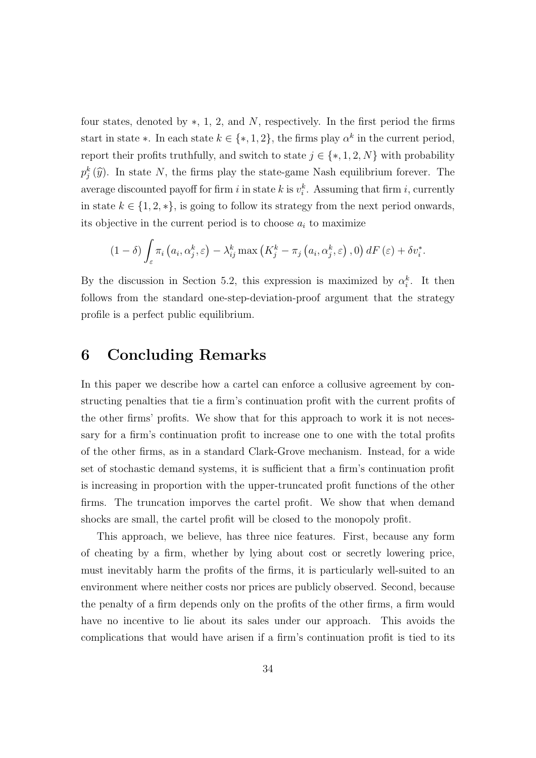four states, denoted by $*$, 1, 2, and $N$, respectively. In the first period the firms start in state $*$. In each state $k \in \{*, 1, 2\}$, the firms play $\alpha^k$ in the current period, report their profits truthfully, and switch to state $j \in \{*, 1, 2, N\}$ with probability $p_j^k(\widehat{y})$. In state $N$, the firms play the state-game Nash equilibrium forever. The average discounted payoff for firm $i$ in state $k$ is $v_i^k$. Assuming that firm $i$, currently in state $k \in \{1, 2, *\}$, is going to follow its strategy from the next period onwards, its objective in the current period is to choose $a_i$ to maximize

$$(1-\delta)\int_{\varepsilon} \pi_i\left(a_i, \alpha_j^k, \varepsilon\right) - \lambda_{ij}^k \max\left(K_j^k - \pi_j\left(a_i, \alpha_j^k, \varepsilon\right), 0\right) dF(\varepsilon) + \delta v_i^*.$$

By the discussion in Section 5.2, this expression is maximized by $\alpha_i^k$. It then follows from the standard one-step-deviation-proof argument that the strategy profile is a perfect public equilibrium.

# 6 Concluding Remarks

In this paper we describe how a cartel can enforce a collusive agreement by constructing penalties that tie a firm's continuation profit with the current profits of the other firms' profits. We show that for this approach to work it is not necessary for a firm's continuation profit to increase one to one with the total profits of the other firms, as in a standard Clark-Grove mechanism. Instead, for a wide set of stochastic demand systems, it is sufficient that a firm's continuation profit is increasing in proportion with the upper-truncated profit functions of the other firms. The truncation imporves the cartel profit. We show that when demand shocks are small, the cartel profit will be closed to the monopoly profit.

This approach, we believe, has three nice features. First, because any form of cheating by a firm, whether by lying about cost or secretly lowering price, must inevitably harm the profits of the firms, it is particularly well-suited to an environment where neither costs nor prices are publicly observed. Second, because the penalty of a firm depends only on the profits of the other firms, a firm would have no incentive to lie about its sales under our approach. This avoids the complications that would have arisen if a firm's continuation profit is tied to its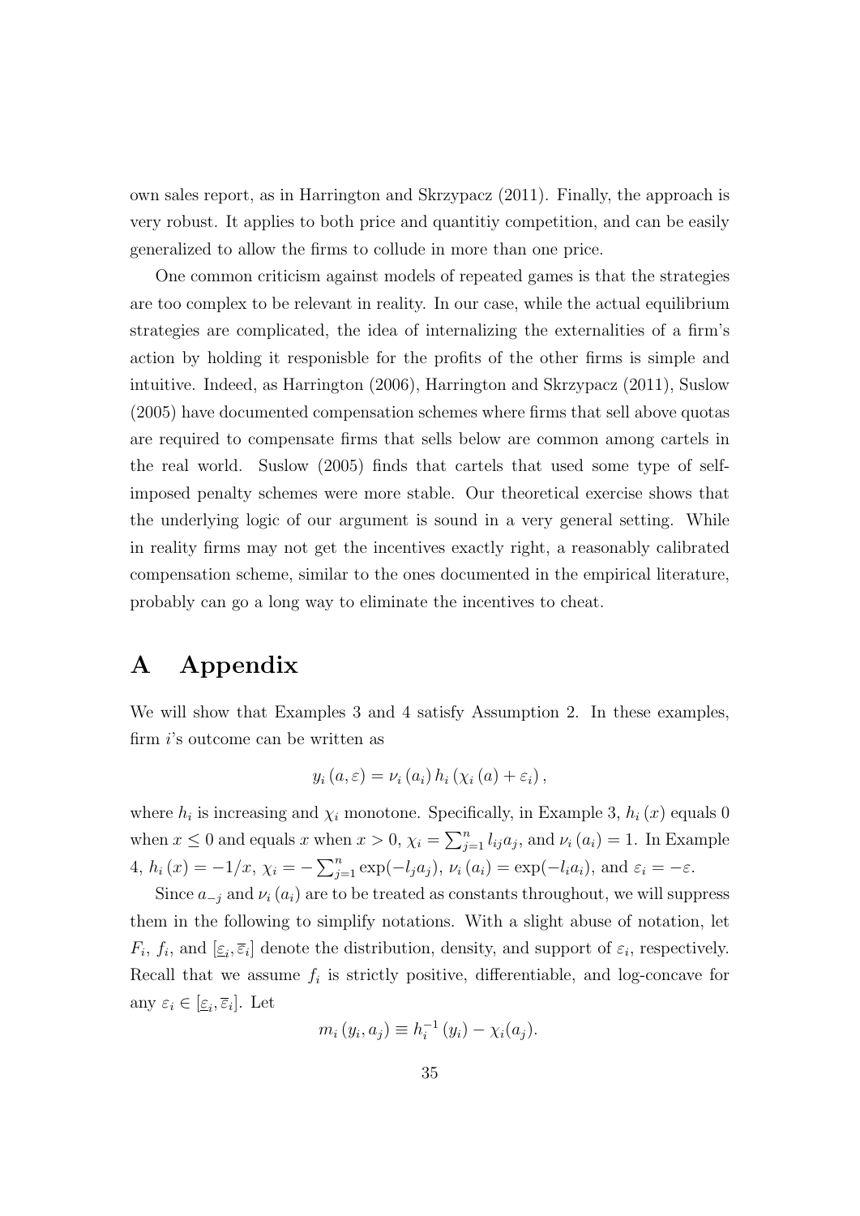own sales report, as in Harrington and Skrzypacz (2011). Finally, the approach is very robust. It applies to both price and quantitiy competition, and can be easily generalized to allow the firms to collude in more than one price.

One common criticism against models of repeated games is that the strategies are too complex to be relevant in reality. In our case, while the actual equilibrium strategies are complicated, the idea of internalizing the externalities of a firm's action by holding it responisble for the profits of the other firms is simple and intuitive. Indeed, as Harrington (2006), Harrington and Skrzypacz (2011), Suslow (2005) have documented compensation schemes where firms that sell above quotas are required to compensate firms that sells below are common among cartels in the real world. Suslow (2005) finds that cartels that used some type of self-imposed penalty schemes were more stable. Our theoretical exercise shows that the underlying logic of our argument is sound in a very general setting. While in reality firms may not get the incentives exactly right, a reasonably calibrated compensation scheme, similar to the ones documented in the empirical literature, probably can go a long way to eliminate the incentives to cheat.

# A Appendix

We will show that Examples 3 and 4 satisfy Assumption 2. In these examples, firm $i$'s outcome can be written as

$$y_i(a, \varepsilon) = \nu_i(a_i) h_i(\chi_i(a) + \varepsilon_i),$$

where $h_i$ is increasing and $\chi_i$ monotone. Specifically, in Example 3, $h_i(x)$ equals 0 when $x \leq 0$ and equals $x$ when $x > 0$, $\chi_i = \sum_{j=1}^{n} l_{ij} a_j$, and $\nu_i(a_i) = 1$. In Example 4, $h_i(x) = -1/x$, $\chi_i = -\sum_{j=1}^{n} \exp(-l_j a_j)$, $\nu_i(a_i) = \exp(-l_i a_i)$, and $\varepsilon_i = -\varepsilon$.

Since $a_{-j}$ and $\nu_i(a_i)$ are to be treated as constants throughout, we will suppress them in the following to simplify notations. With a slight abuse of notation, let $F_i$, $f_i$, and $[\underline{\varepsilon}_i, \overline{\varepsilon}_i]$ denote the distribution, density, and support of $\varepsilon_i$, respectively. Recall that we assume $f_i$ is strictly positive, differentiable, and log-concave for any $\varepsilon_i \in [\underline{\varepsilon}_i, \overline{\varepsilon}_i]$. Let

$$m_i(y_i, a_j) \equiv h_i^{-1}(y_i) - \chi_i(a_j).$$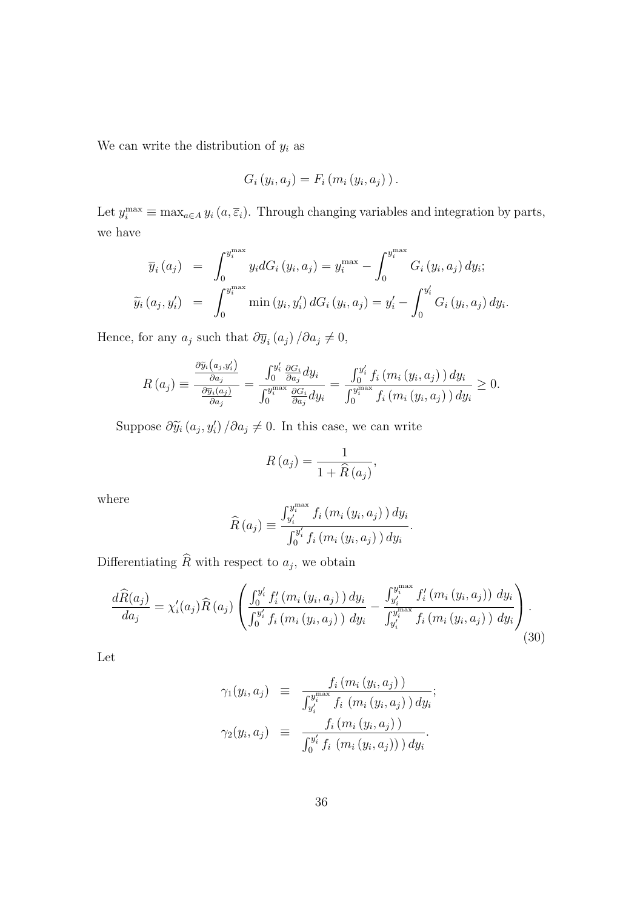We can write the distribution of $y_i$ as

$$G_i(y_i, a_j) = F_i(m_i(y_i, a_j)).$$

Let $y_i^{\max} \equiv \max_{a \in A} y_i(a, \overline{\varepsilon}_i)$. Through changing variables and integration by parts, we have

$$\begin{aligned}
\overline{y}_i(a_j) &= \int_0^{y_i^{\max}} y_i dG_i(y_i, a_j) = y_i^{\max} - \int_0^{y_i^{\max}} G_i(y_i, a_j) dy_i; \\
\widetilde{y}_i(a_j, y_i') &= \int_0^{y_i^{\max}} \min(y_i, y_i') dG_i(y_i, a_j) = y_i' - \int_0^{y_i'} G_i(y_i, a_j) dy_i.
\end{aligned}$$

Hence, for any $a_j$ such that $\partial \overline{y}_i(a_j)/\partial a_j \neq 0$,

$$R(a_j) \equiv \frac{\frac{\partial \widetilde{y}_i(a_j, y_i')}{\partial a_j}}{\frac{\partial \overline{y}_i(a_j)}{\partial a_j}} = \frac{\int_0^{y_i'} \frac{\partial G_i}{\partial a_j} dy_i}{\int_0^{y_i^{\max}} \frac{\partial G_i}{\partial a_j} dy_i} = \frac{\int_0^{y_i'} f_i(m_i(y_i, a_j)) dy_i}{\int_0^{y_i^{\max}} f_i(m_i(y_i, a_j)) dy_i} \geq 0.$$

Suppose $\partial \widetilde{y}_i(a_j, y_i')/\partial a_j \neq 0$. In this case, we can write

$$R(a_j) = \frac{1}{1 + \widehat{R}(a_j)},$$

where

$$\widehat{R}(a_j) \equiv \frac{\int_{y_i'}^{y_i^{\max}} f_i(m_i(y_i, a_j)) dy_i}{\int_0^{y_i'} f_i(m_i(y_i, a_j)) dy_i}.$$

Differentiating $\widehat{R}$ with respect to $a_j$, we obtain

$$\frac{d\widehat{R}(a_j)}{da_j} = \chi_i'(a_j)\widehat{R}(a_j) \left( \frac{\int_0^{y_i'} f_i'(m_i(y_i, a_j)) dy_i}{\int_0^{y_i'} f_i(m_i(y_i, a_j)) dy_i} - \frac{\int_{y_i'}^{y_i^{\max}} f_i'(m_i(y_i, a_j)) dy_i}{\int_{y_i'}^{y_i^{\max}} f_i(m_i(y_i, a_j)) dy_i} \right). \tag{30}$$

Let

$$\begin{aligned}
\gamma_1(y_i, a_j) &\equiv \frac{f_i(m_i(y_i, a_j))}{\int_{y_i'}^{y_i^{\max}} f_i(m_i(y_i, a_j)) dy_i}; \\
\gamma_2(y_i, a_j) &\equiv \frac{f_i(m_i(y_i, a_j))}{\int_0^{y_i'} f_i(m_i(y_i, a_j)) dy_i}.
\end{aligned}$$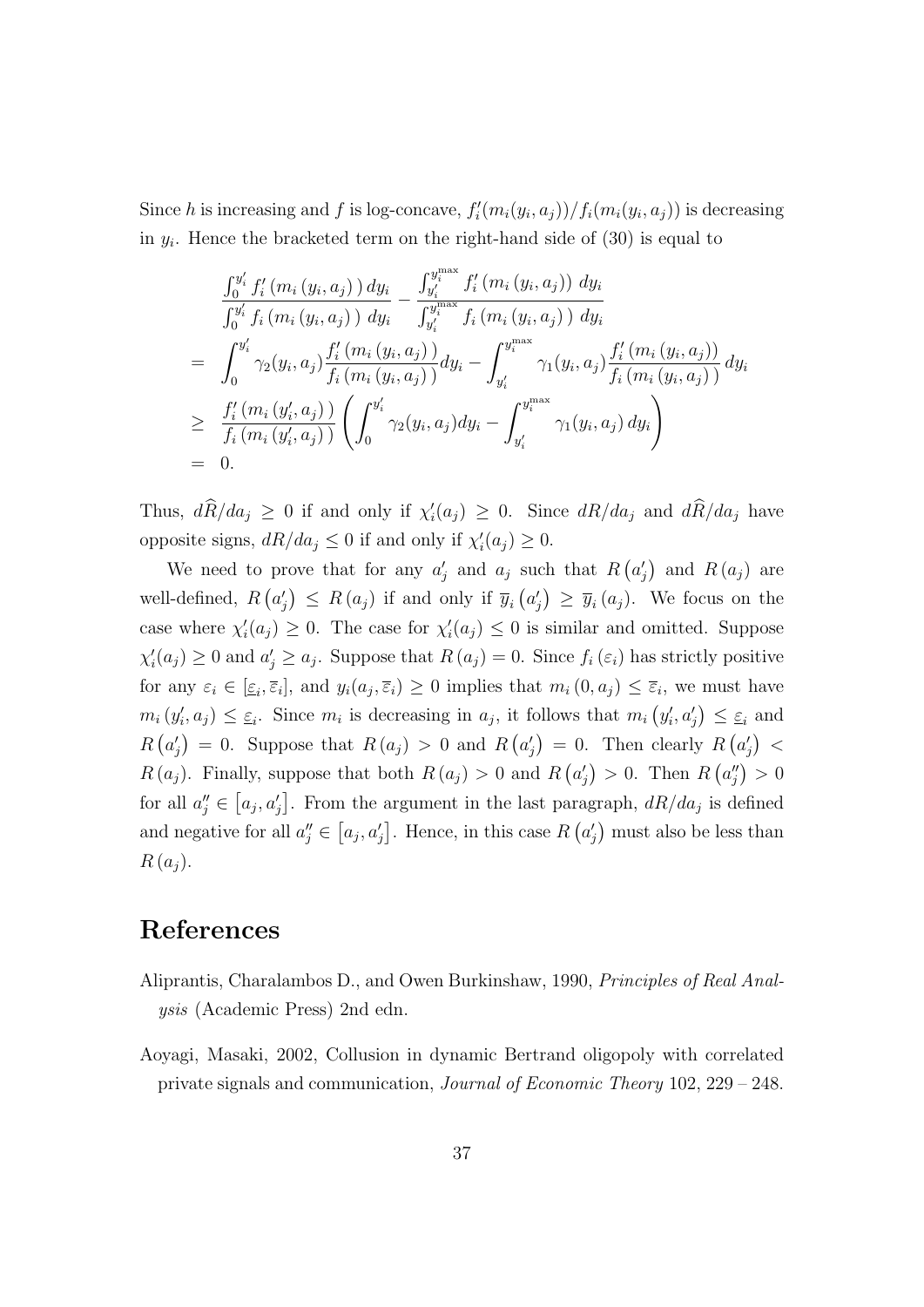Since $h$ is increasing and $f$ is log-concave, $f_i'(m_i(y_i,a_j))/f_i(m_i(y_i,a_j))$ is decreasing in $y_i$. Hence the bracketed term on the right-hand side of (30) is equal to

$$
\begin{aligned}
& \frac{\int_0^{y_i'} f_i'\left(m_i\left(y_i,a_j\right)\right) dy_i}{\int_0^{y_i'} f_i\left(m_i\left(y_i,a_j\right)\right) dy_i} - \frac{\int_{y_i'}^{y_i^{\max}} f_i'\left(m_i\left(y_i,a_j\right)\right) dy_i}{\int_{y_i'}^{y_i^{\max}} f_i\left(m_i\left(y_i,a_j\right)\right) dy_i} \\
= \;& \int_0^{y_i'} \gamma_2(y_i,a_j) \frac{f_i'\left(m_i\left(y_i,a_j\right)\right)}{f_i\left(m_i\left(y_i,a_j\right)\right)} dy_i - \int_{y_i'}^{y_i^{\max}} \gamma_1(y_i,a_j) \frac{f_i'\left(m_i\left(y_i,a_j\right)\right)}{f_i\left(m_i\left(y_i,a_j\right)\right)} dy_i \\
\geq \;& \frac{f_i'\left(m_i\left(y_i',a_j\right)\right)}{f_i\left(m_i\left(y_i',a_j\right)\right)} \left( \int_0^{y_i'} \gamma_2(y_i,a_j) dy_i - \int_{y_i'}^{y_i^{\max}} \gamma_1(y_i,a_j)\, dy_i \right) \\
= \;& 0.
\end{aligned}
$$

Thus, $d\widehat{R}/da_j \geq 0$ if and only if $\chi_i'(a_j) \geq 0$. Since $dR/da_j$ and $d\widehat{R}/da_j$ have opposite signs, $dR/da_j \leq 0$ if and only if $\chi_i'(a_j) \geq 0$.

We need to prove that for any $a_j'$ and $a_j$ such that $R\left(a_j'\right)$ and $R\left(a_j\right)$ are well-defined, $R\left(a_j'\right) \leq R\left(a_j\right)$ if and only if $\overline{y}_i\left(a_j'\right) \geq \overline{y}_i\left(a_j\right)$. We focus on the case where $\chi_i'(a_j) \geq 0$. The case for $\chi_i'(a_j) \leq 0$ is similar and omitted. Suppose $\chi_i'(a_j) \geq 0$ and $a_j' \geq a_j$. Suppose that $R\left(a_j\right) = 0$. Since $f_i\left(\varepsilon_i\right)$ has strictly positive for any $\varepsilon_i \in \left[\underline{\varepsilon}_i, \overline{\varepsilon}_i\right]$, and $y_i(a_j, \overline{\varepsilon}_i) \geq 0$ implies that $m_i\left(0, a_j\right) \leq \overline{\varepsilon}_i$, we must have $m_i\left(y_i', a_j\right) \leq \underline{\varepsilon}_i$. Since $m_i$ is decreasing in $a_j$, it follows that $m_i\left(y_i', a_j'\right) \leq \underline{\varepsilon}_i$ and $R\left(a_j'\right) = 0$. Suppose that $R\left(a_j\right) > 0$ and $R\left(a_j'\right) = 0$. Then clearly $R\left(a_j'\right) < R\left(a_j\right)$. Finally, suppose that both $R\left(a_j\right) > 0$ and $R\left(a_j'\right) > 0$. Then $R\left(a_j''\right) > 0$ for all $a_j'' \in \left[a_j, a_j'\right]$. From the argument in the last paragraph, $dR/da_j$ is defined and negative for all $a_j'' \in \left[a_j, a_j'\right]$. Hence, in this case $R\left(a_j'\right)$ must also be less than $R\left(a_j\right)$.

# References

Aliprantis, Charalambos D., and Owen Burkinshaw, 1990, *Principles of Real Analysis* (Academic Press) 2nd edn.

Aoyagi, Masaki, 2002, Collusion in dynamic Bertrand oligopoly with correlated private signals and communication, *Journal of Economic Theory* 102, 229 – 248.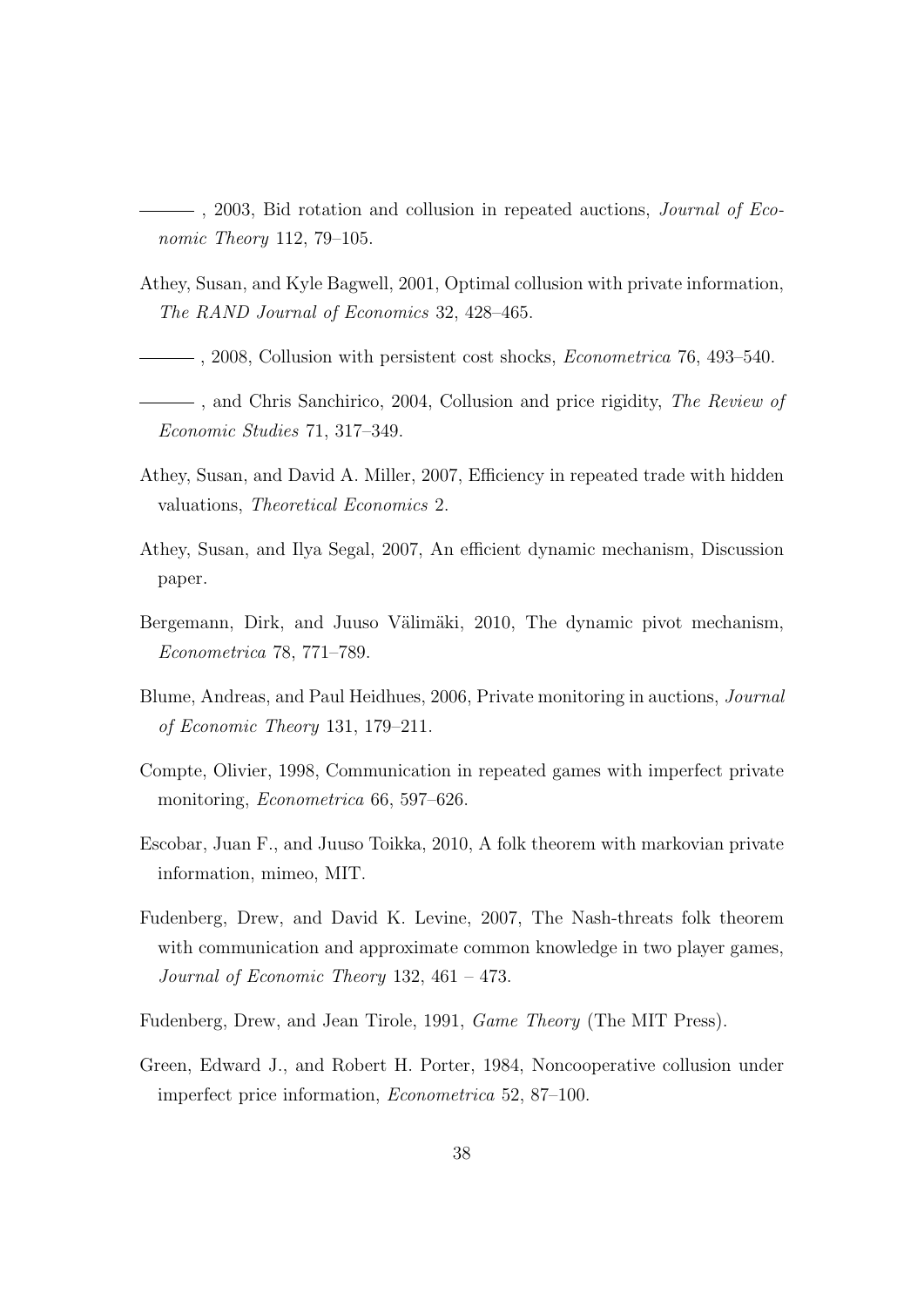——— , 2003, Bid rotation and collusion in repeated auctions, *Journal of Economic Theory* 112, 79–105.

Athey, Susan, and Kyle Bagwell, 2001, Optimal collusion with private information, *The RAND Journal of Economics* 32, 428–465.

——— , 2008, Collusion with persistent cost shocks, *Econometrica* 76, 493–540.

——— , and Chris Sanchirico, 2004, Collusion and price rigidity, *The Review of Economic Studies* 71, 317–349.

Athey, Susan, and David A. Miller, 2007, Efficiency in repeated trade with hidden valuations, *Theoretical Economics* 2.

Athey, Susan, and Ilya Segal, 2007, An efficient dynamic mechanism, Discussion paper.

Bergemann, Dirk, and Juuso Välimäki, 2010, The dynamic pivot mechanism, *Econometrica* 78, 771–789.

Blume, Andreas, and Paul Heidhues, 2006, Private monitoring in auctions, *Journal of Economic Theory* 131, 179–211.

Compte, Olivier, 1998, Communication in repeated games with imperfect private monitoring, *Econometrica* 66, 597–626.

Escobar, Juan F., and Juuso Toikka, 2010, A folk theorem with markovian private information, mimeo, MIT.

Fudenberg, Drew, and David K. Levine, 2007, The Nash-threats folk theorem with communication and approximate common knowledge in two player games, *Journal of Economic Theory* 132, 461 – 473.

Fudenberg, Drew, and Jean Tirole, 1991, *Game Theory* (The MIT Press).

Green, Edward J., and Robert H. Porter, 1984, Noncooperative collusion under imperfect price information, *Econometrica* 52, 87–100.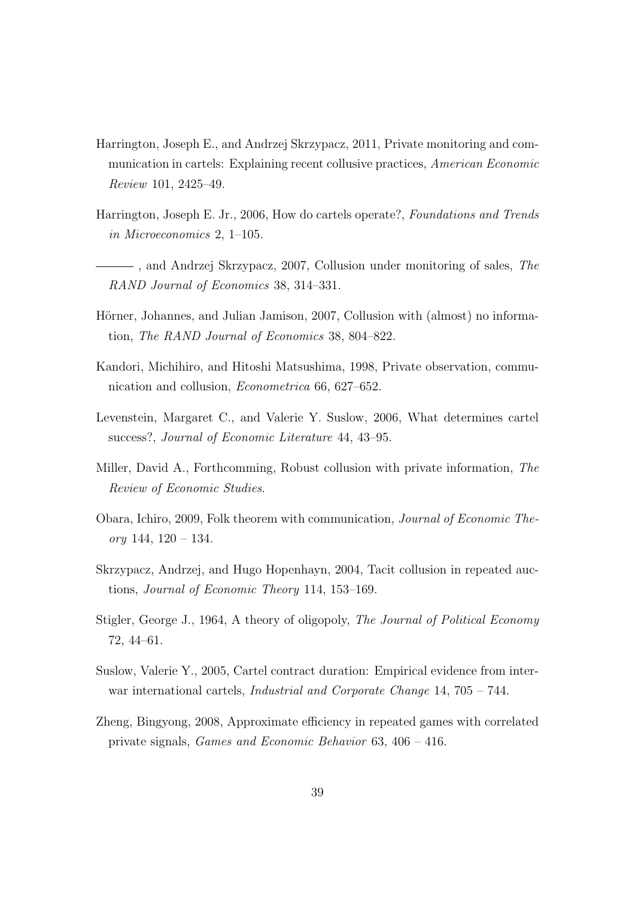Harrington, Joseph E., and Andrzej Skrzypacz, 2011, Private monitoring and communication in cartels: Explaining recent collusive practices, *American Economic Review* 101, 2425–49.

Harrington, Joseph E. Jr., 2006, How do cartels operate?, *Foundations and Trends in Microeconomics* 2, 1–105.

———, and Andrzej Skrzypacz, 2007, Collusion under monitoring of sales, *The RAND Journal of Economics* 38, 314–331.

Hörner, Johannes, and Julian Jamison, 2007, Collusion with (almost) no information, *The RAND Journal of Economics* 38, 804–822.

Kandori, Michihiro, and Hitoshi Matsushima, 1998, Private observation, communication and collusion, *Econometrica* 66, 627–652.

Levenstein, Margaret C., and Valerie Y. Suslow, 2006, What determines cartel success?, *Journal of Economic Literature* 44, 43–95.

Miller, David A., Forthcomming, Robust collusion with private information, *The Review of Economic Studies*.

Obara, Ichiro, 2009, Folk theorem with communication, *Journal of Economic Theory* 144, 120 – 134.

Skrzypacz, Andrzej, and Hugo Hopenhayn, 2004, Tacit collusion in repeated auctions, *Journal of Economic Theory* 114, 153–169.

Stigler, George J., 1964, A theory of oligopoly, *The Journal of Political Economy* 72, 44–61.

Suslow, Valerie Y., 2005, Cartel contract duration: Empirical evidence from inter-war international cartels, *Industrial and Corporate Change* 14, 705 – 744.

Zheng, Bingyong, 2008, Approximate efficiency in repeated games with correlated private signals, *Games and Economic Behavior* 63, 406 – 416.